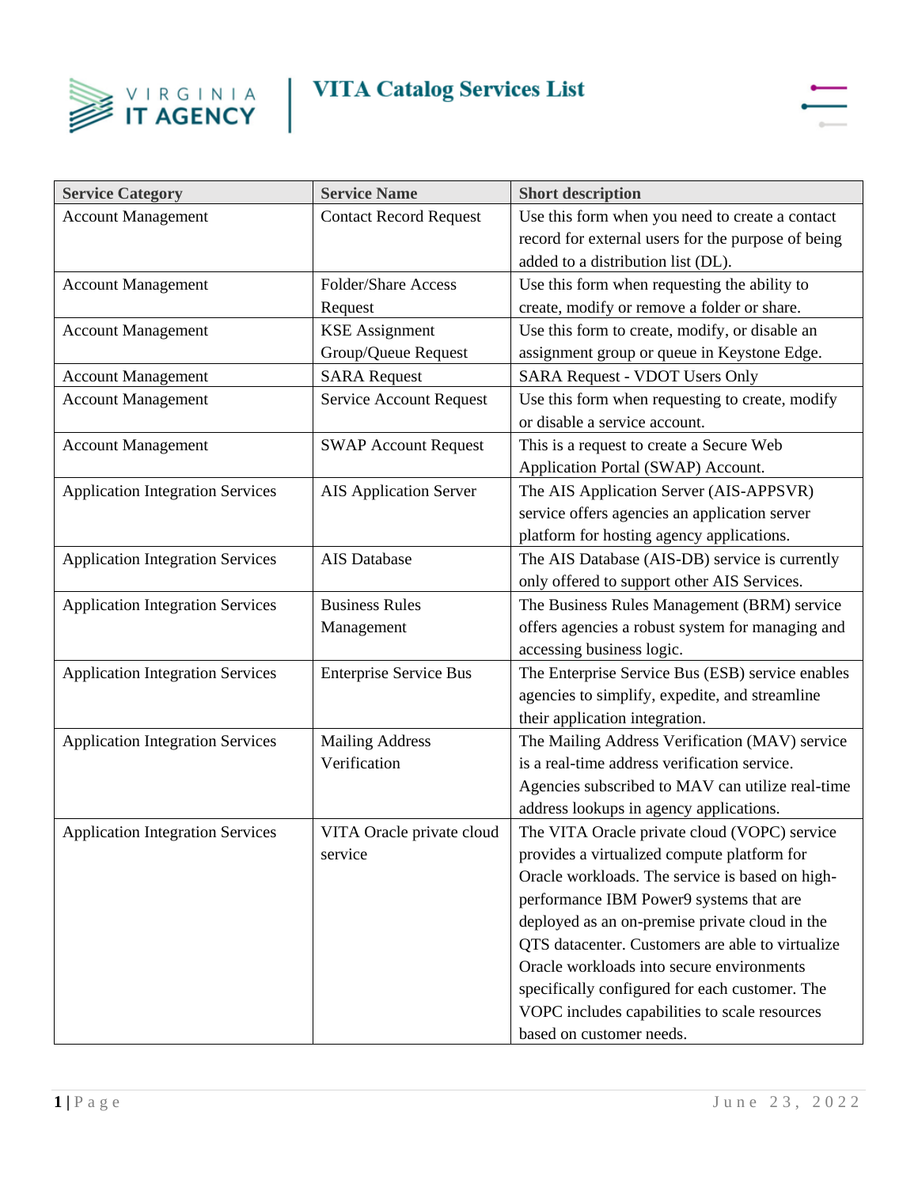# VITA Catalog Services List

| Service Category | Service Name | Short description |
|---|---|---|
| Account Management | Contact Record Request | Use this form when you need to create a contact record for external users for the purpose of being added to a distribution list (DL). |
| Account Management | Folder/Share Access Request | Use this form when requesting the ability to create, modify or remove a folder or share. |
| Account Management | KSE Assignment Group/Queue Request | Use this form to create, modify, or disable an assignment group or queue in Keystone Edge. |
| Account Management | SARA Request | SARA Request - VDOT Users Only |
| Account Management | Service Account Request | Use this form when requesting to create, modify or disable a service account. |
| Account Management | SWAP Account Request | This is a request to create a Secure Web Application Portal (SWAP) Account. |
| Application Integration Services | AIS Application Server | The AIS Application Server (AIS-APPSVR) service offers agencies an application server platform for hosting agency applications. |
| Application Integration Services | AIS Database | The AIS Database (AIS-DB) service is currently only offered to support other AIS Services. |
| Application Integration Services | Business Rules Management | The Business Rules Management (BRM) service offers agencies a robust system for managing and accessing business logic. |
| Application Integration Services | Enterprise Service Bus | The Enterprise Service Bus (ESB) service enables agencies to simplify, expedite, and streamline their application integration. |
| Application Integration Services | Mailing Address Verification | The Mailing Address Verification (MAV) service is a real-time address verification service. Agencies subscribed to MAV can utilize real-time address lookups in agency applications. |
| Application Integration Services | VITA Oracle private cloud service | The VITA Oracle private cloud (VOPC) service provides a virtualized compute platform for Oracle workloads. The service is based on high-performance IBM Power9 systems that are deployed as an on-premise private cloud in the QTS datacenter. Customers are able to virtualize Oracle workloads into secure environments specifically configured for each customer. The VOPC includes capabilities to scale resources based on customer needs. |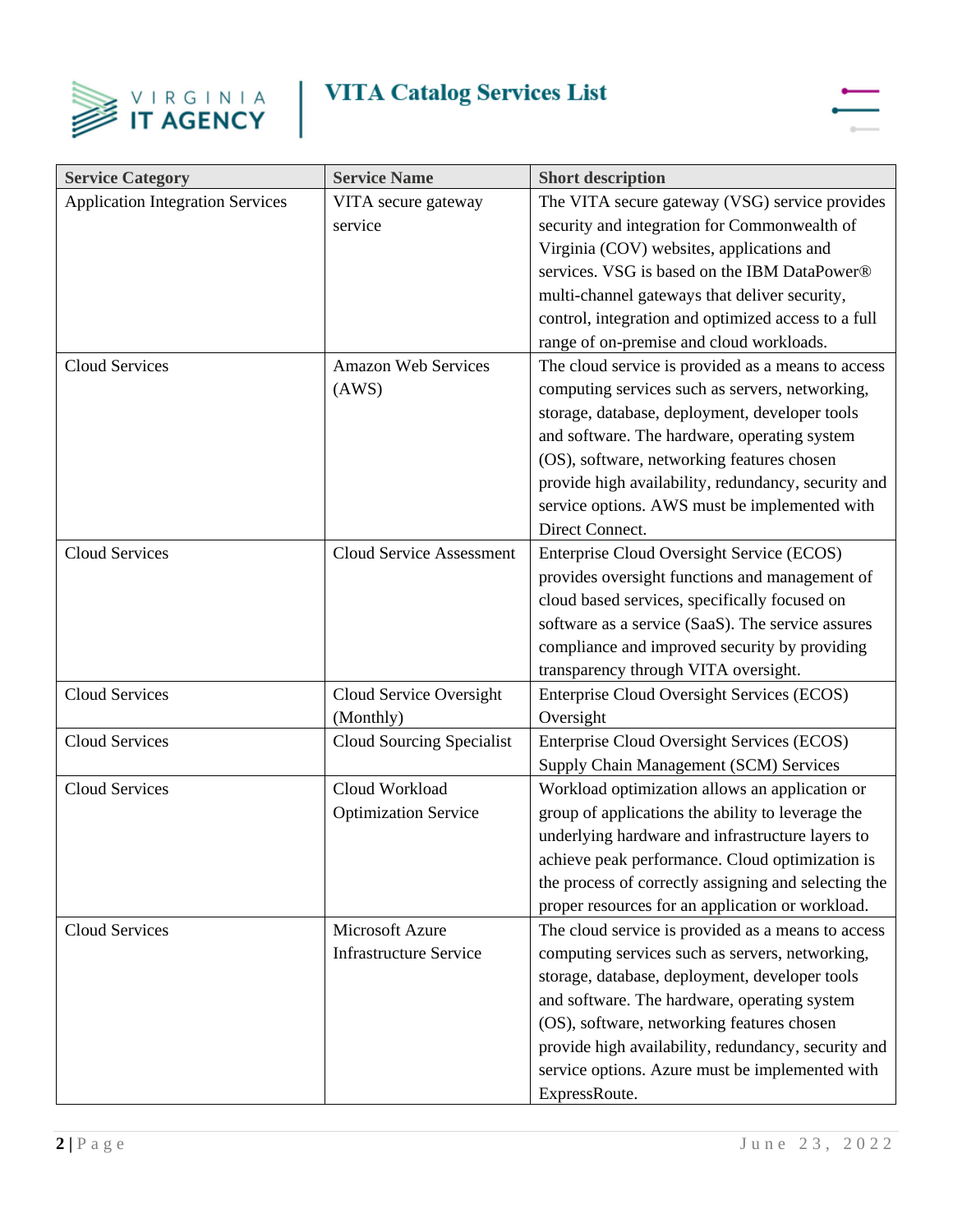| Service Category | Service Name | Short description |
|---|---|---|
| Application Integration Services | VITA secure gateway service | The VITA secure gateway (VSG) service provides security and integration for Commonwealth of Virginia (COV) websites, applications and services. VSG is based on the IBM DataPower® multi-channel gateways that deliver security, control, integration and optimized access to a full range of on-premise and cloud workloads. |
| Cloud Services | Amazon Web Services (AWS) | The cloud service is provided as a means to access computing services such as servers, networking, storage, database, deployment, developer tools and software. The hardware, operating system (OS), software, networking features chosen provide high availability, redundancy, security and service options. AWS must be implemented with Direct Connect. |
| Cloud Services | Cloud Service Assessment | Enterprise Cloud Oversight Service (ECOS) provides oversight functions and management of cloud based services, specifically focused on software as a service (SaaS). The service assures compliance and improved security by providing transparency through VITA oversight. |
| Cloud Services | Cloud Service Oversight (Monthly) | Enterprise Cloud Oversight Services (ECOS) Oversight |
| Cloud Services | Cloud Sourcing Specialist | Enterprise Cloud Oversight Services (ECOS) Supply Chain Management (SCM) Services |
| Cloud Services | Cloud Workload Optimization Service | Workload optimization allows an application or group of applications the ability to leverage the underlying hardware and infrastructure layers to achieve peak performance. Cloud optimization is the process of correctly assigning and selecting the proper resources for an application or workload. |
| Cloud Services | Microsoft Azure Infrastructure Service | The cloud service is provided as a means to access computing services such as servers, networking, storage, database, deployment, developer tools and software. The hardware, operating system (OS), software, networking features chosen provide high availability, redundancy, security and service options. Azure must be implemented with ExpressRoute. |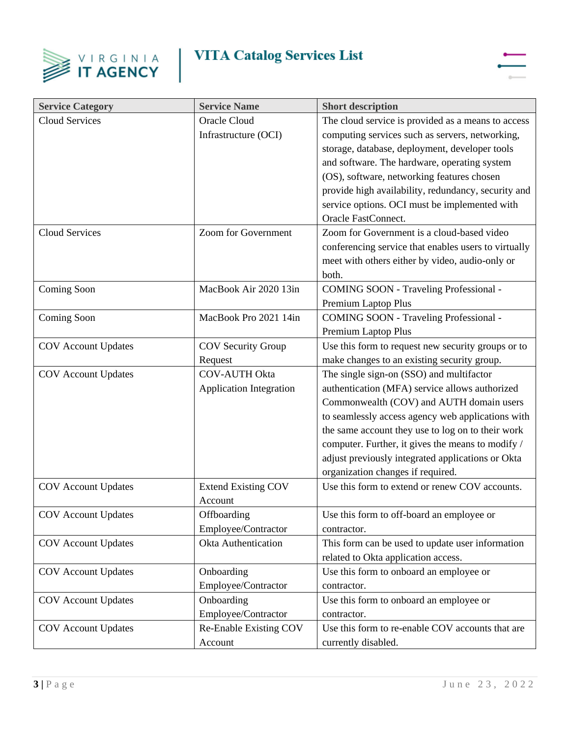| Service Category | Service Name | Short description |
|---|---|---|
| Cloud Services | Oracle Cloud Infrastructure (OCI) | The cloud service is provided as a means to access computing services such as servers, networking, storage, database, deployment, developer tools and software. The hardware, operating system (OS), software, networking features chosen provide high availability, redundancy, security and service options. OCI must be implemented with Oracle FastConnect. |
| Cloud Services | Zoom for Government | Zoom for Government is a cloud-based video conferencing service that enables users to virtually meet with others either by video, audio-only or both. |
| Coming Soon | MacBook Air 2020 13in | COMING SOON - Traveling Professional - Premium Laptop Plus |
| Coming Soon | MacBook Pro 2021 14in | COMING SOON - Traveling Professional - Premium Laptop Plus |
| COV Account Updates | COV Security Group Request | Use this form to request new security groups or to make changes to an existing security group. |
| COV Account Updates | COV-AUTH Okta Application Integration | The single sign-on (SSO) and multifactor authentication (MFA) service allows authorized Commonwealth (COV) and AUTH domain users to seamlessly access agency web applications with the same account they use to log on to their work computer. Further, it gives the means to modify / adjust previously integrated applications or Okta organization changes if required. |
| COV Account Updates | Extend Existing COV Account | Use this form to extend or renew COV accounts. |
| COV Account Updates | Offboarding Employee/Contractor | Use this form to off-board an employee or contractor. |
| COV Account Updates | Okta Authentication | This form can be used to update user information related to Okta application access. |
| COV Account Updates | Onboarding Employee/Contractor | Use this form to onboard an employee or contractor. |
| COV Account Updates | Onboarding Employee/Contractor | Use this form to onboard an employee or contractor. |
| COV Account Updates | Re-Enable Existing COV Account | Use this form to re-enable COV accounts that are currently disabled. |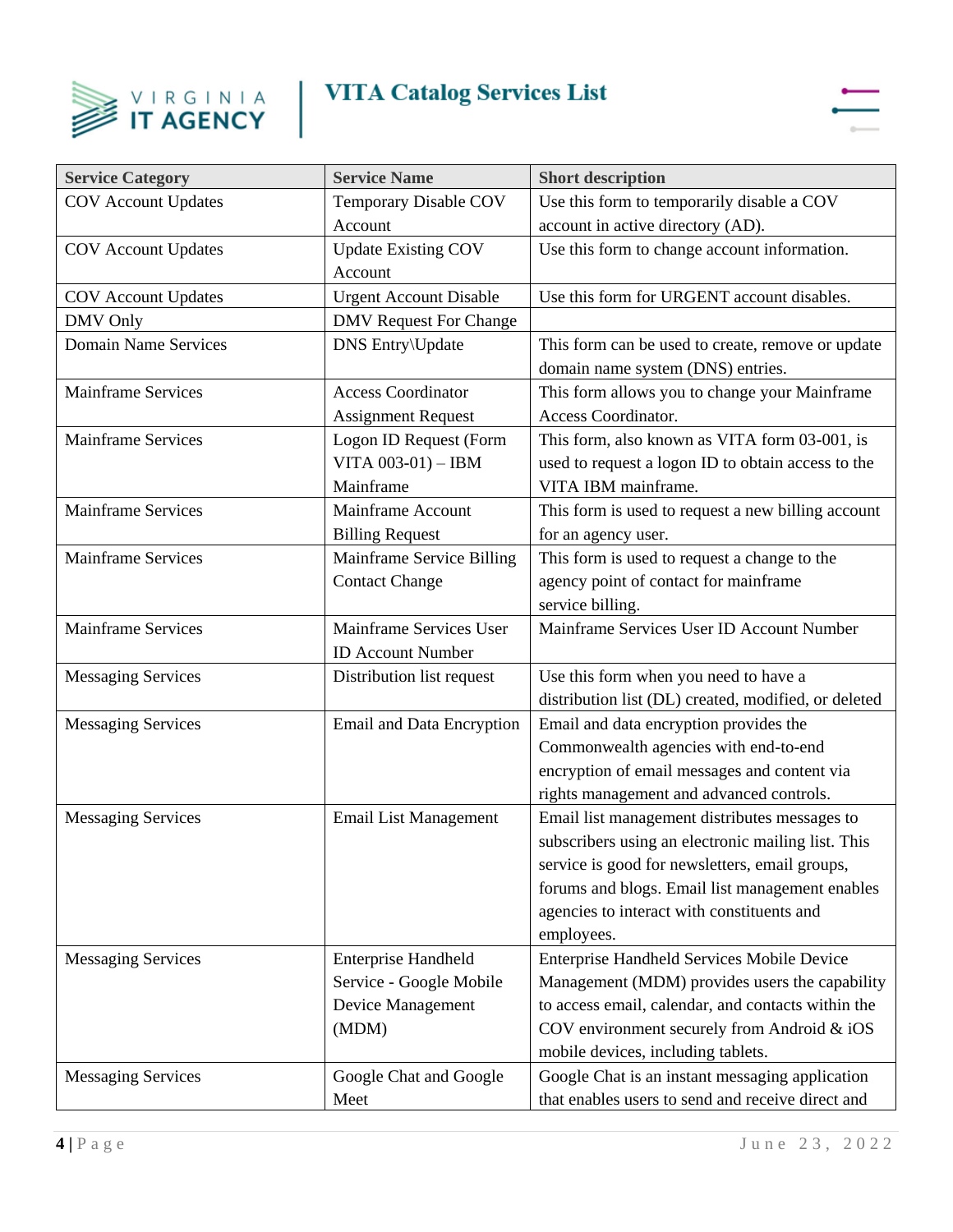| Service Category | Service Name | Short description |
|---|---|---|
| COV Account Updates | Temporary Disable COV Account | Use this form to temporarily disable a COV account in active directory (AD). |
| COV Account Updates | Update Existing COV Account | Use this form to change account information. |
| COV Account Updates | Urgent Account Disable | Use this form for URGENT account disables. |
| DMV Only | DMV Request For Change | |
| Domain Name Services | DNS Entry\Update | This form can be used to create, remove or update domain name system (DNS) entries. |
| Mainframe Services | Access Coordinator Assignment Request | This form allows you to change your Mainframe Access Coordinator. |
| Mainframe Services | Logon ID Request (Form VITA 003-01) – IBM Mainframe | This form, also known as VITA form 03-001, is used to request a logon ID to obtain access to the VITA IBM mainframe. |
| Mainframe Services | Mainframe Account Billing Request | This form is used to request a new billing account for an agency user. |
| Mainframe Services | Mainframe Service Billing Contact Change | This form is used to request a change to the agency point of contact for mainframe service billing. |
| Mainframe Services | Mainframe Services User ID Account Number | Mainframe Services User ID Account Number |
| Messaging Services | Distribution list request | Use this form when you need to have a distribution list (DL) created, modified, or deleted |
| Messaging Services | Email and Data Encryption | Email and data encryption provides the Commonwealth agencies with end-to-end encryption of email messages and content via rights management and advanced controls. |
| Messaging Services | Email List Management | Email list management distributes messages to subscribers using an electronic mailing list. This service is good for newsletters, email groups, forums and blogs. Email list management enables agencies to interact with constituents and employees. |
| Messaging Services | Enterprise Handheld Service - Google Mobile Device Management (MDM) | Enterprise Handheld Services Mobile Device Management (MDM) provides users the capability to access email, calendar, and contacts within the COV environment securely from Android & iOS mobile devices, including tablets. |
| Messaging Services | Google Chat and Google Meet | Google Chat is an instant messaging application that enables users to send and receive direct and |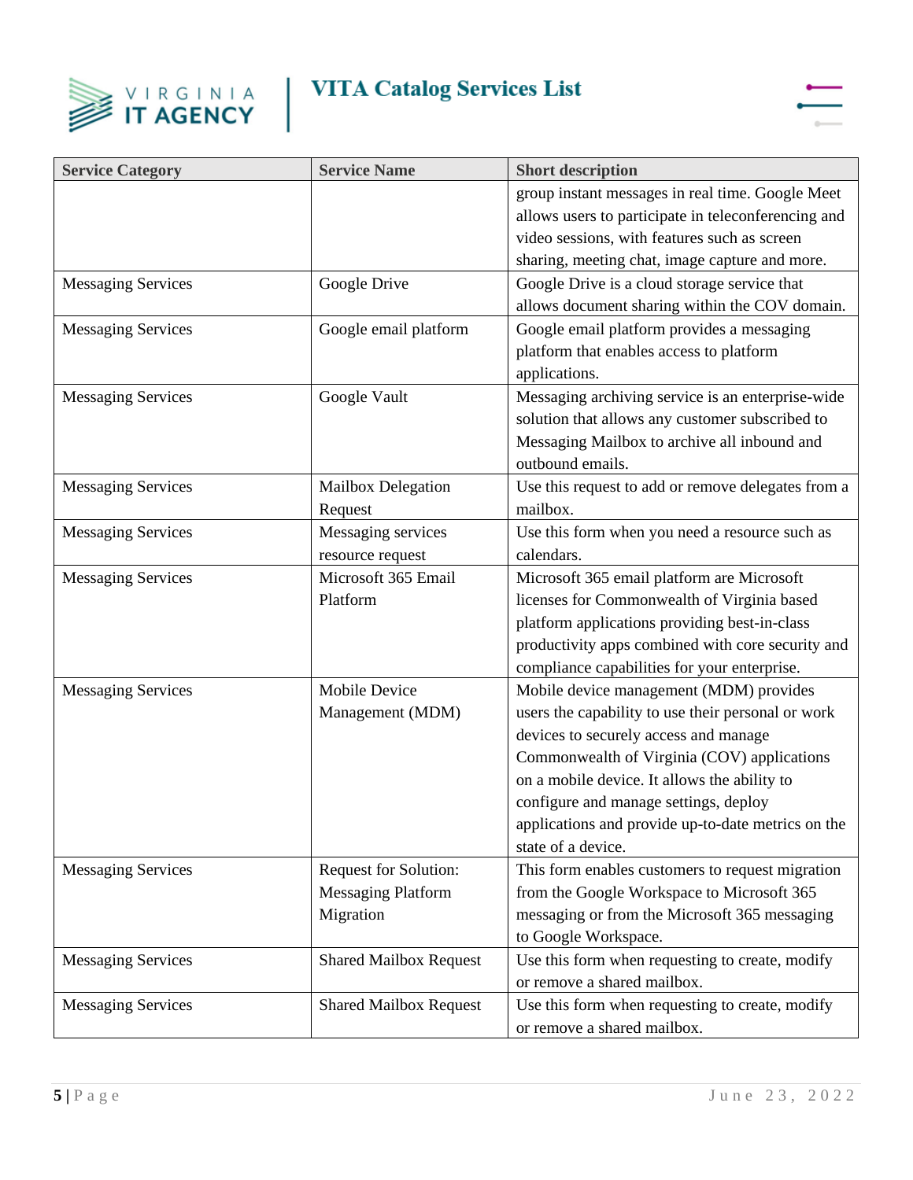| Service Category | Service Name | Short description |
|---|---|---|
| | | group instant messages in real time. Google Meet allows users to participate in teleconferencing and video sessions, with features such as screen sharing, meeting chat, image capture and more. |
| Messaging Services | Google Drive | Google Drive is a cloud storage service that allows document sharing within the COV domain. |
| Messaging Services | Google email platform | Google email platform provides a messaging platform that enables access to platform applications. |
| Messaging Services | Google Vault | Messaging archiving service is an enterprise-wide solution that allows any customer subscribed to Messaging Mailbox to archive all inbound and outbound emails. |
| Messaging Services | Mailbox Delegation Request | Use this request to add or remove delegates from a mailbox. |
| Messaging Services | Messaging services resource request | Use this form when you need a resource such as calendars. |
| Messaging Services | Microsoft 365 Email Platform | Microsoft 365 email platform are Microsoft licenses for Commonwealth of Virginia based platform applications providing best-in-class productivity apps combined with core security and compliance capabilities for your enterprise. |
| Messaging Services | Mobile Device Management (MDM) | Mobile device management (MDM) provides users the capability to use their personal or work devices to securely access and manage Commonwealth of Virginia (COV) applications on a mobile device. It allows the ability to configure and manage settings, deploy applications and provide up-to-date metrics on the state of a device. |
| Messaging Services | Request for Solution: Messaging Platform Migration | This form enables customers to request migration from the Google Workspace to Microsoft 365 messaging or from the Microsoft 365 messaging to Google Workspace. |
| Messaging Services | Shared Mailbox Request | Use this form when requesting to create, modify or remove a shared mailbox. |
| Messaging Services | Shared Mailbox Request | Use this form when requesting to create, modify or remove a shared mailbox. |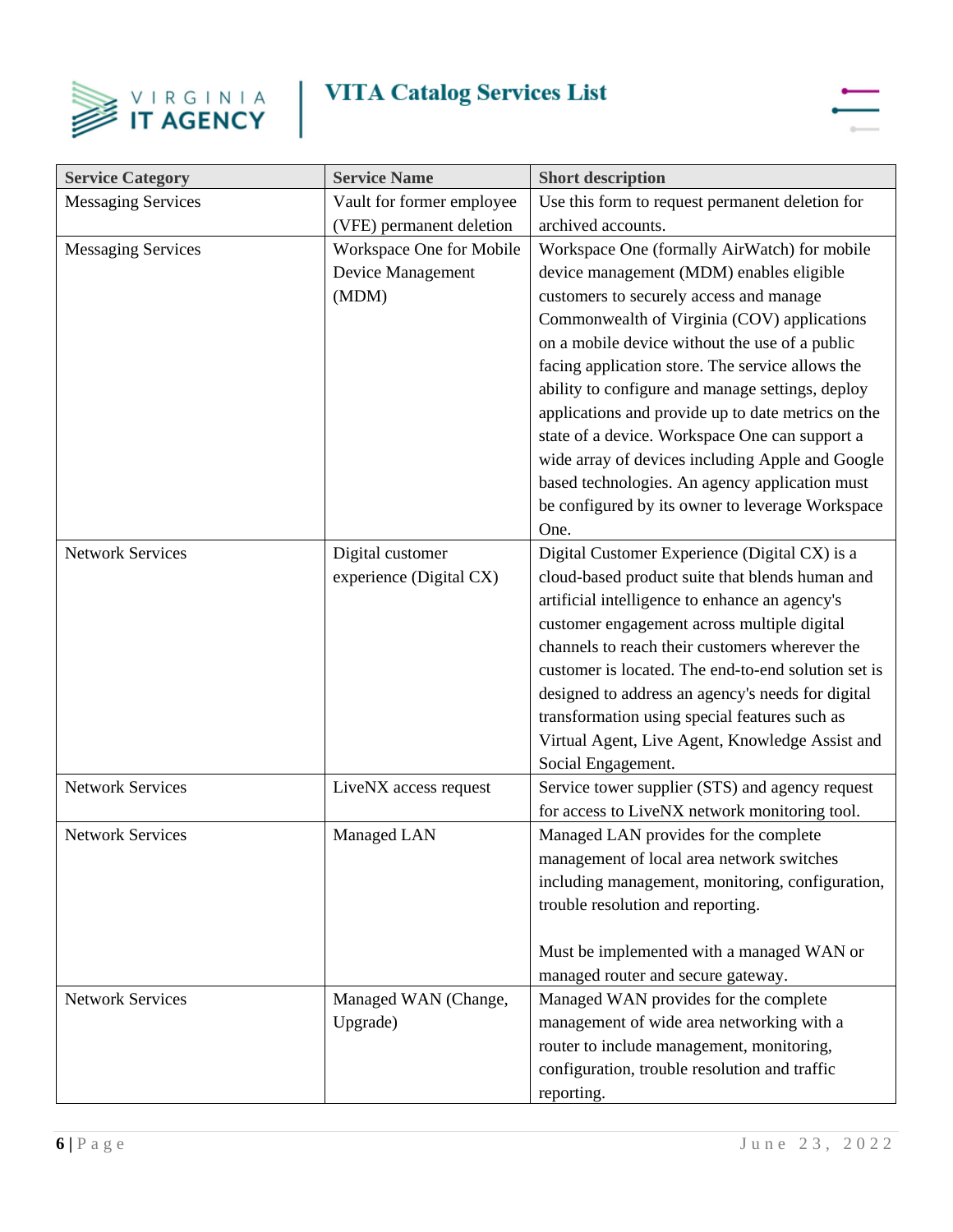| Service Category | Service Name | Short description |
|---|---|---|
| Messaging Services | Vault for former employee (VFE) permanent deletion | Use this form to request permanent deletion for archived accounts. |
| Messaging Services | Workspace One for Mobile Device Management (MDM) | Workspace One (formally AirWatch) for mobile device management (MDM) enables eligible customers to securely access and manage Commonwealth of Virginia (COV) applications on a mobile device without the use of a public facing application store. The service allows the ability to configure and manage settings, deploy applications and provide up to date metrics on the state of a device. Workspace One can support a wide array of devices including Apple and Google based technologies. An agency application must be configured by its owner to leverage Workspace One. |
| Network Services | Digital customer experience (Digital CX) | Digital Customer Experience (Digital CX) is a cloud-based product suite that blends human and artificial intelligence to enhance an agency's customer engagement across multiple digital channels to reach their customers wherever the customer is located. The end-to-end solution set is designed to address an agency's needs for digital transformation using special features such as Virtual Agent, Live Agent, Knowledge Assist and Social Engagement. |
| Network Services | LiveNX access request | Service tower supplier (STS) and agency request for access to LiveNX network monitoring tool. |
| Network Services | Managed LAN | Managed LAN provides for the complete management of local area network switches including management, monitoring, configuration, trouble resolution and reporting.<br><br>Must be implemented with a managed WAN or managed router and secure gateway. |
| Network Services | Managed WAN (Change, Upgrade) | Managed WAN provides for the complete management of wide area networking with a router to include management, monitoring, configuration, trouble resolution and traffic reporting. |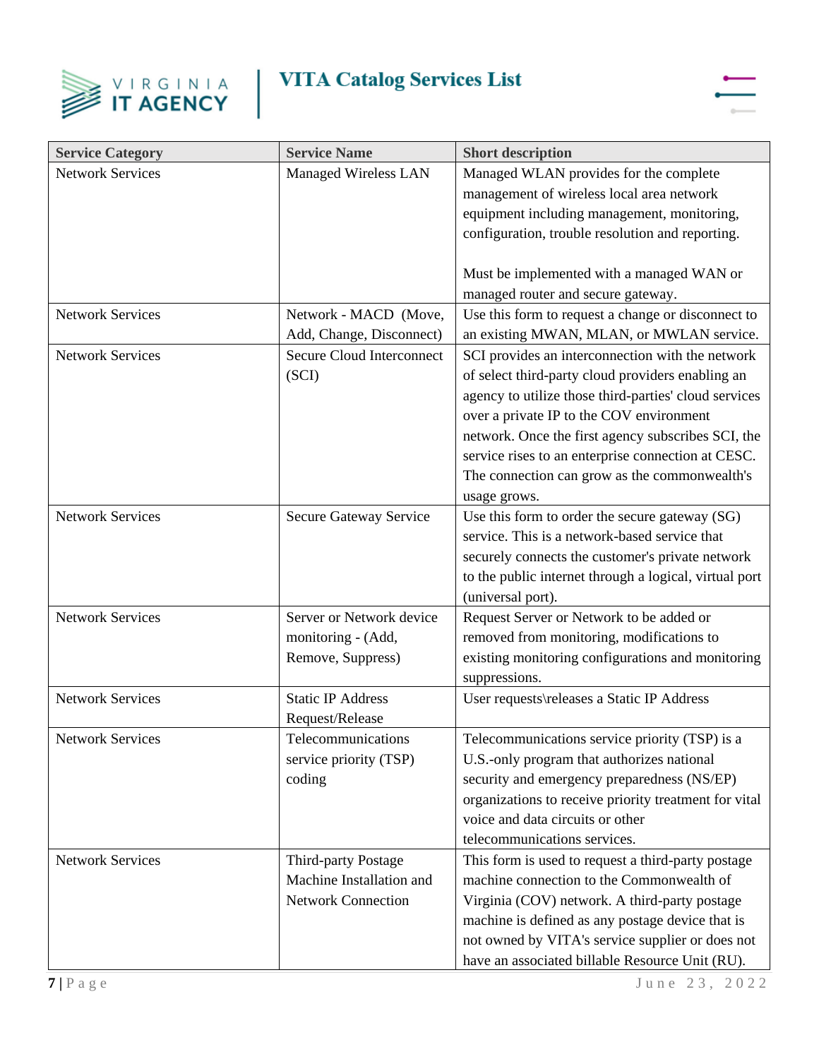| Service Category | Service Name | Short description |
|---|---|---|
| Network Services | Managed Wireless LAN | Managed WLAN provides for the complete management of wireless local area network equipment including management, monitoring, configuration, trouble resolution and reporting.<br><br>Must be implemented with a managed WAN or managed router and secure gateway. |
| Network Services | Network - MACD (Move, Add, Change, Disconnect) | Use this form to request a change or disconnect to an existing MWAN, MLAN, or MWLAN service. |
| Network Services | Secure Cloud Interconnect (SCI) | SCI provides an interconnection with the network of select third-party cloud providers enabling an agency to utilize those third-parties' cloud services over a private IP to the COV environment network. Once the first agency subscribes SCI, the service rises to an enterprise connection at CESC. The connection can grow as the commonwealth's usage grows. |
| Network Services | Secure Gateway Service | Use this form to order the secure gateway (SG) service. This is a network-based service that securely connects the customer's private network to the public internet through a logical, virtual port (universal port). |
| Network Services | Server or Network device monitoring - (Add, Remove, Suppress) | Request Server or Network to be added or removed from monitoring, modifications to existing monitoring configurations and monitoring suppressions. |
| Network Services | Static IP Address Request/Release | User requests\releases a Static IP Address |
| Network Services | Telecommunications service priority (TSP) coding | Telecommunications service priority (TSP) is a U.S.-only program that authorizes national security and emergency preparedness (NS/EP) organizations to receive priority treatment for vital voice and data circuits or other telecommunications services. |
| Network Services | Third-party Postage Machine Installation and Network Connection | This form is used to request a third-party postage machine connection to the Commonwealth of Virginia (COV) network. A third-party postage machine is defined as any postage device that is not owned by VITA's service supplier or does not have an associated billable Resource Unit (RU). |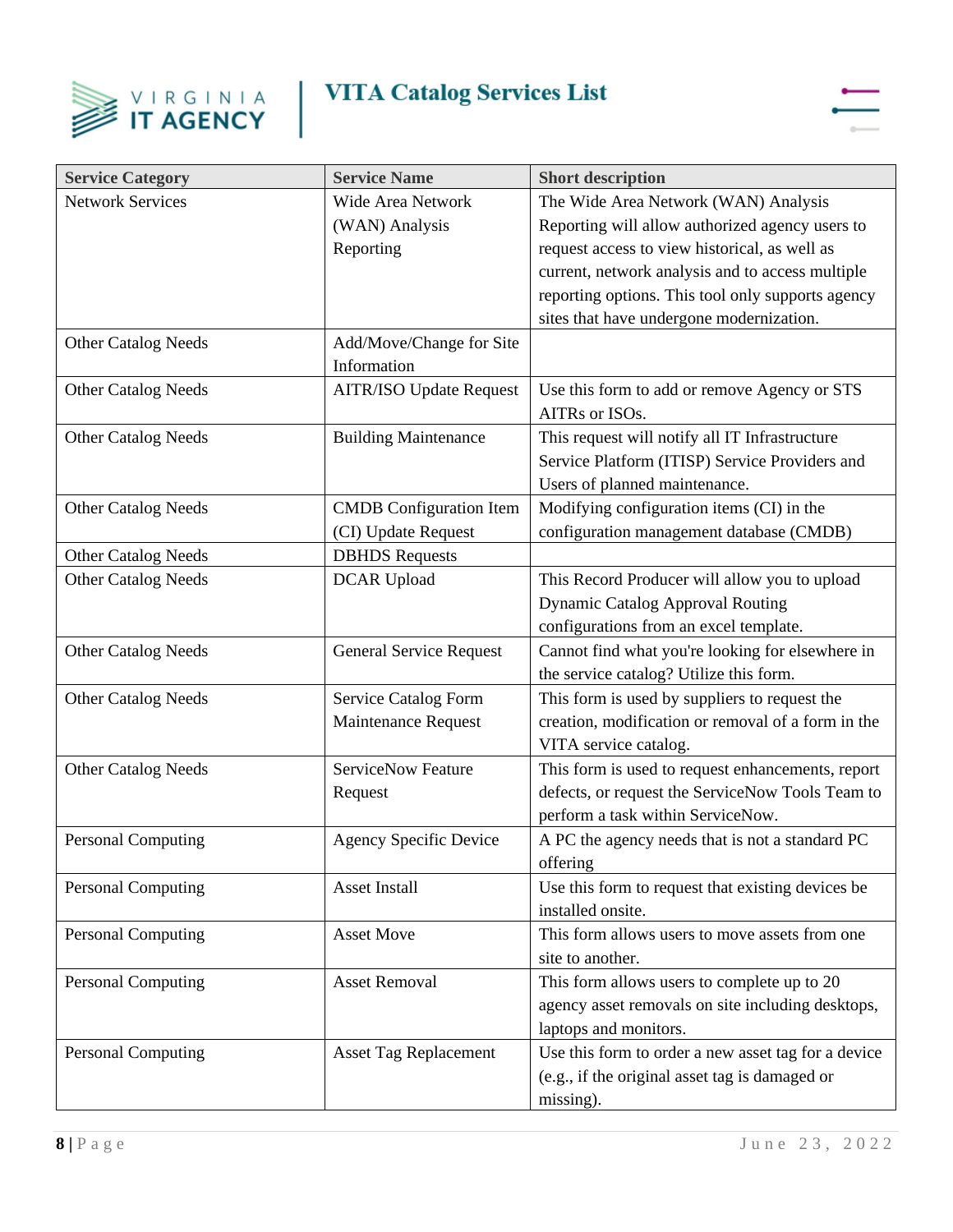| Service Category | Service Name | Short description |
| --- | --- | --- |
| Network Services | Wide Area Network (WAN) Analysis Reporting | The Wide Area Network (WAN) Analysis Reporting will allow authorized agency users to request access to view historical, as well as current, network analysis and to access multiple reporting options. This tool only supports agency sites that have undergone modernization. |
| Other Catalog Needs | Add/Move/Change for Site Information | |
| Other Catalog Needs | AITR/ISO Update Request | Use this form to add or remove Agency or STS AITRs or ISOs. |
| Other Catalog Needs | Building Maintenance | This request will notify all IT Infrastructure Service Platform (ITISP) Service Providers and Users of planned maintenance. |
| Other Catalog Needs | CMDB Configuration Item (CI) Update Request | Modifying configuration items (CI) in the configuration management database (CMDB) |
| Other Catalog Needs | DBHDS Requests | |
| Other Catalog Needs | DCAR Upload | This Record Producer will allow you to upload Dynamic Catalog Approval Routing configurations from an excel template. |
| Other Catalog Needs | General Service Request | Cannot find what you're looking for elsewhere in the service catalog? Utilize this form. |
| Other Catalog Needs | Service Catalog Form Maintenance Request | This form is used by suppliers to request the creation, modification or removal of a form in the VITA service catalog. |
| Other Catalog Needs | ServiceNow Feature Request | This form is used to request enhancements, report defects, or request the ServiceNow Tools Team to perform a task within ServiceNow. |
| Personal Computing | Agency Specific Device | A PC the agency needs that is not a standard PC offering |
| Personal Computing | Asset Install | Use this form to request that existing devices be installed onsite. |
| Personal Computing | Asset Move | This form allows users to move assets from one site to another. |
| Personal Computing | Asset Removal | This form allows users to complete up to 20 agency asset removals on site including desktops, laptops and monitors. |
| Personal Computing | Asset Tag Replacement | Use this form to order a new asset tag for a device (e.g., if the original asset tag is damaged or missing). |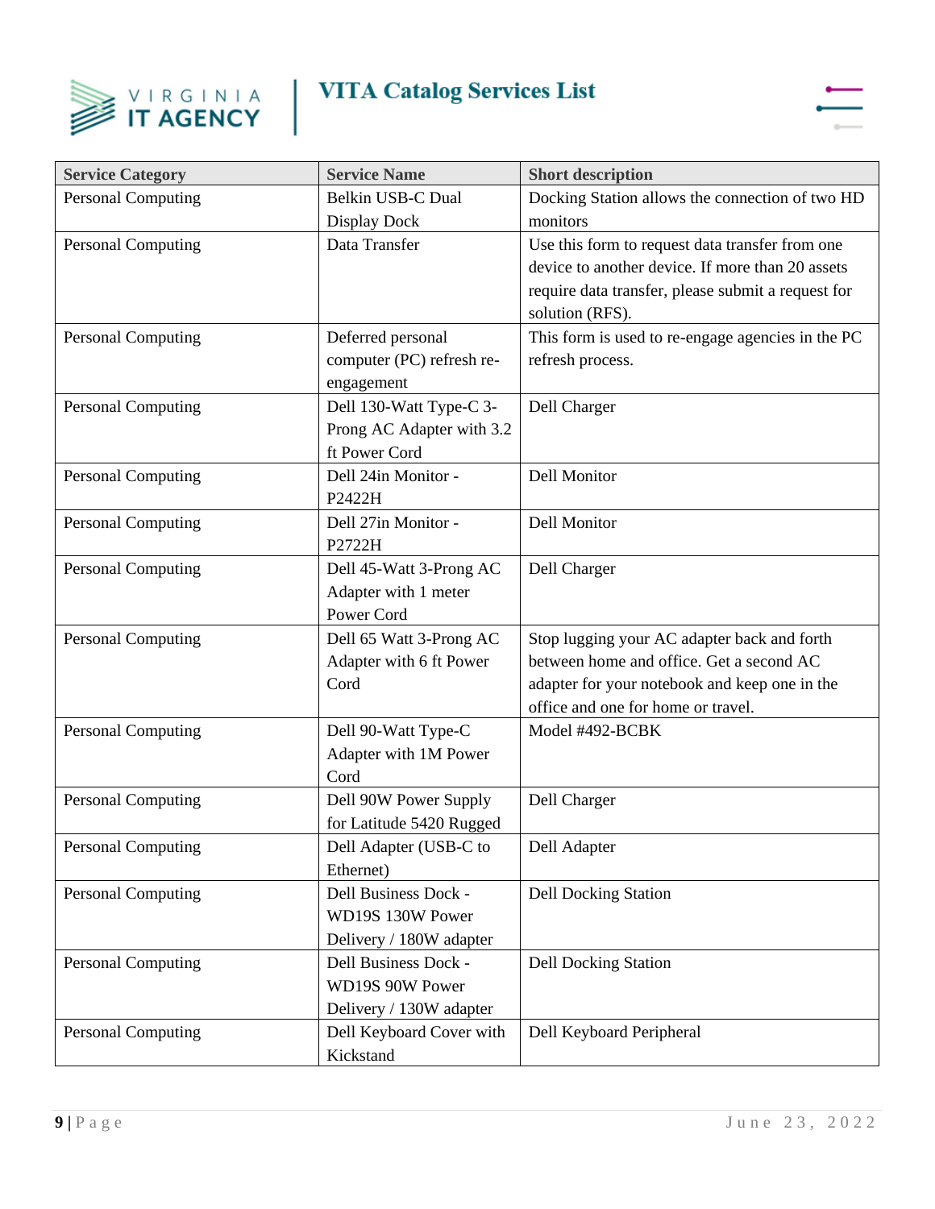| Service Category | Service Name | Short description |
| --- | --- | --- |
| Personal Computing | Belkin USB-C Dual Display Dock | Docking Station allows the connection of two HD monitors |
| Personal Computing | Data Transfer | Use this form to request data transfer from one device to another device. If more than 20 assets require data transfer, please submit a request for solution (RFS). |
| Personal Computing | Deferred personal computer (PC) refresh re-engagement | This form is used to re-engage agencies in the PC refresh process. |
| Personal Computing | Dell 130-Watt Type-C 3-Prong AC Adapter with 3.2 ft Power Cord | Dell Charger |
| Personal Computing | Dell 24in Monitor - P2422H | Dell Monitor |
| Personal Computing | Dell 27in Monitor - P2722H | Dell Monitor |
| Personal Computing | Dell 45-Watt 3-Prong AC Adapter with 1 meter Power Cord | Dell Charger |
| Personal Computing | Dell 65 Watt 3-Prong AC Adapter with 6 ft Power Cord | Stop lugging your AC adapter back and forth between home and office. Get a second AC adapter for your notebook and keep one in the office and one for home or travel. |
| Personal Computing | Dell 90-Watt Type-C Adapter with 1M Power Cord | Model #492-BCBK |
| Personal Computing | Dell 90W Power Supply for Latitude 5420 Rugged | Dell Charger |
| Personal Computing | Dell Adapter (USB-C to Ethernet) | Dell Adapter |
| Personal Computing | Dell Business Dock - WD19S 130W Power Delivery / 180W adapter | Dell Docking Station |
| Personal Computing | Dell Business Dock - WD19S 90W Power Delivery / 130W adapter | Dell Docking Station |
| Personal Computing | Dell Keyboard Cover with Kickstand | Dell Keyboard Peripheral |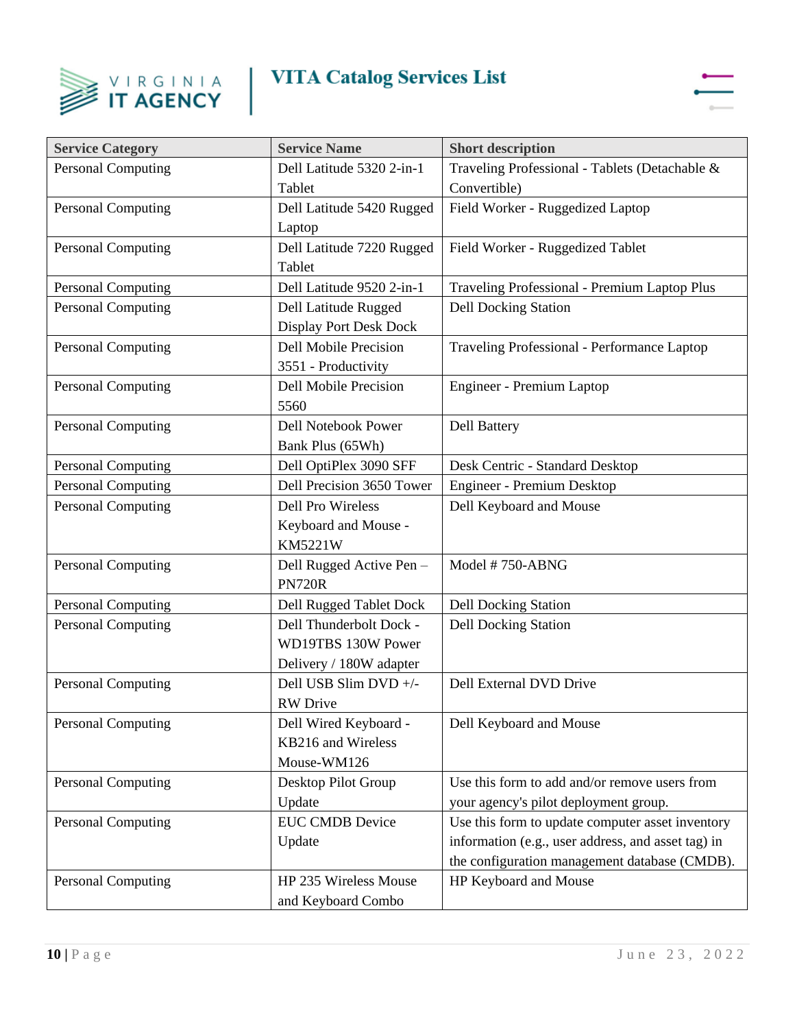| Service Category | Service Name | Short description |
|---|---|---|
| Personal Computing | Dell Latitude 5320 2-in-1 Tablet | Traveling Professional - Tablets (Detachable & Convertible) |
| Personal Computing | Dell Latitude 5420 Rugged Laptop | Field Worker - Ruggedized Laptop |
| Personal Computing | Dell Latitude 7220 Rugged Tablet | Field Worker - Ruggedized Tablet |
| Personal Computing | Dell Latitude 9520 2-in-1 | Traveling Professional - Premium Laptop Plus |
| Personal Computing | Dell Latitude Rugged Display Port Desk Dock | Dell Docking Station |
| Personal Computing | Dell Mobile Precision 3551 - Productivity | Traveling Professional - Performance Laptop |
| Personal Computing | Dell Mobile Precision 5560 | Engineer - Premium Laptop |
| Personal Computing | Dell Notebook Power Bank Plus (65Wh) | Dell Battery |
| Personal Computing | Dell OptiPlex 3090 SFF | Desk Centric - Standard Desktop |
| Personal Computing | Dell Precision 3650 Tower | Engineer - Premium Desktop |
| Personal Computing | Dell Pro Wireless Keyboard and Mouse - KM5221W | Dell Keyboard and Mouse |
| Personal Computing | Dell Rugged Active Pen – PN720R | Model # 750-ABNG |
| Personal Computing | Dell Rugged Tablet Dock | Dell Docking Station |
| Personal Computing | Dell Thunderbolt Dock - WD19TBS 130W Power Delivery / 180W adapter | Dell Docking Station |
| Personal Computing | Dell USB Slim DVD +/- RW Drive | Dell External DVD Drive |
| Personal Computing | Dell Wired Keyboard - KB216 and Wireless Mouse-WM126 | Dell Keyboard and Mouse |
| Personal Computing | Desktop Pilot Group Update | Use this form to add and/or remove users from your agency's pilot deployment group. |
| Personal Computing | EUC CMDB Device Update | Use this form to update computer asset inventory information (e.g., user address, and asset tag) in the configuration management database (CMDB). |
| Personal Computing | HP 235 Wireless Mouse and Keyboard Combo | HP Keyboard and Mouse |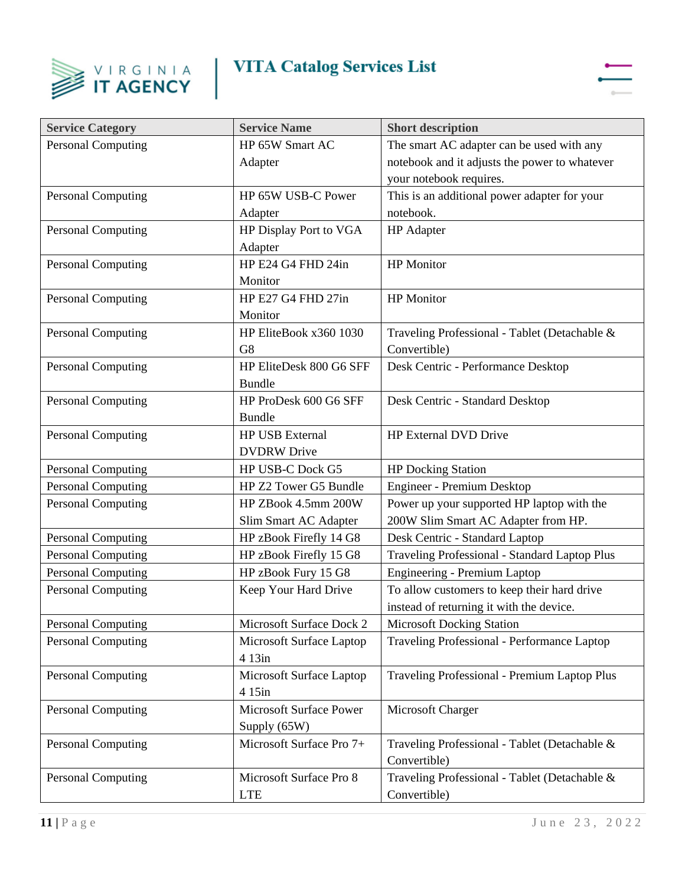| Service Category | Service Name | Short description |
|---|---|---|
| Personal Computing | HP 65W Smart AC Adapter | The smart AC adapter can be used with any notebook and it adjusts the power to whatever your notebook requires. |
| Personal Computing | HP 65W USB-C Power Adapter | This is an additional power adapter for your notebook. |
| Personal Computing | HP Display Port to VGA Adapter | HP Adapter |
| Personal Computing | HP E24 G4 FHD 24in Monitor | HP Monitor |
| Personal Computing | HP E27 G4 FHD 27in Monitor | HP Monitor |
| Personal Computing | HP EliteBook x360 1030 G8 | Traveling Professional - Tablet (Detachable & Convertible) |
| Personal Computing | HP EliteDesk 800 G6 SFF Bundle | Desk Centric - Performance Desktop |
| Personal Computing | HP ProDesk 600 G6 SFF Bundle | Desk Centric - Standard Desktop |
| Personal Computing | HP USB External DVDRW Drive | HP External DVD Drive |
| Personal Computing | HP USB-C Dock G5 | HP Docking Station |
| Personal Computing | HP Z2 Tower G5 Bundle | Engineer - Premium Desktop |
| Personal Computing | HP ZBook 4.5mm 200W Slim Smart AC Adapter | Power up your supported HP laptop with the 200W Slim Smart AC Adapter from HP. |
| Personal Computing | HP zBook Firefly 14 G8 | Desk Centric - Standard Laptop |
| Personal Computing | HP zBook Firefly 15 G8 | Traveling Professional - Standard Laptop Plus |
| Personal Computing | HP zBook Fury 15 G8 | Engineering - Premium Laptop |
| Personal Computing | Keep Your Hard Drive | To allow customers to keep their hard drive instead of returning it with the device. |
| Personal Computing | Microsoft Surface Dock 2 | Microsoft Docking Station |
| Personal Computing | Microsoft Surface Laptop 4 13in | Traveling Professional - Performance Laptop |
| Personal Computing | Microsoft Surface Laptop 4 15in | Traveling Professional - Premium Laptop Plus |
| Personal Computing | Microsoft Surface Power Supply (65W) | Microsoft Charger |
| Personal Computing | Microsoft Surface Pro 7+ | Traveling Professional - Tablet (Detachable & Convertible) |
| Personal Computing | Microsoft Surface Pro 8 LTE | Traveling Professional - Tablet (Detachable & Convertible) |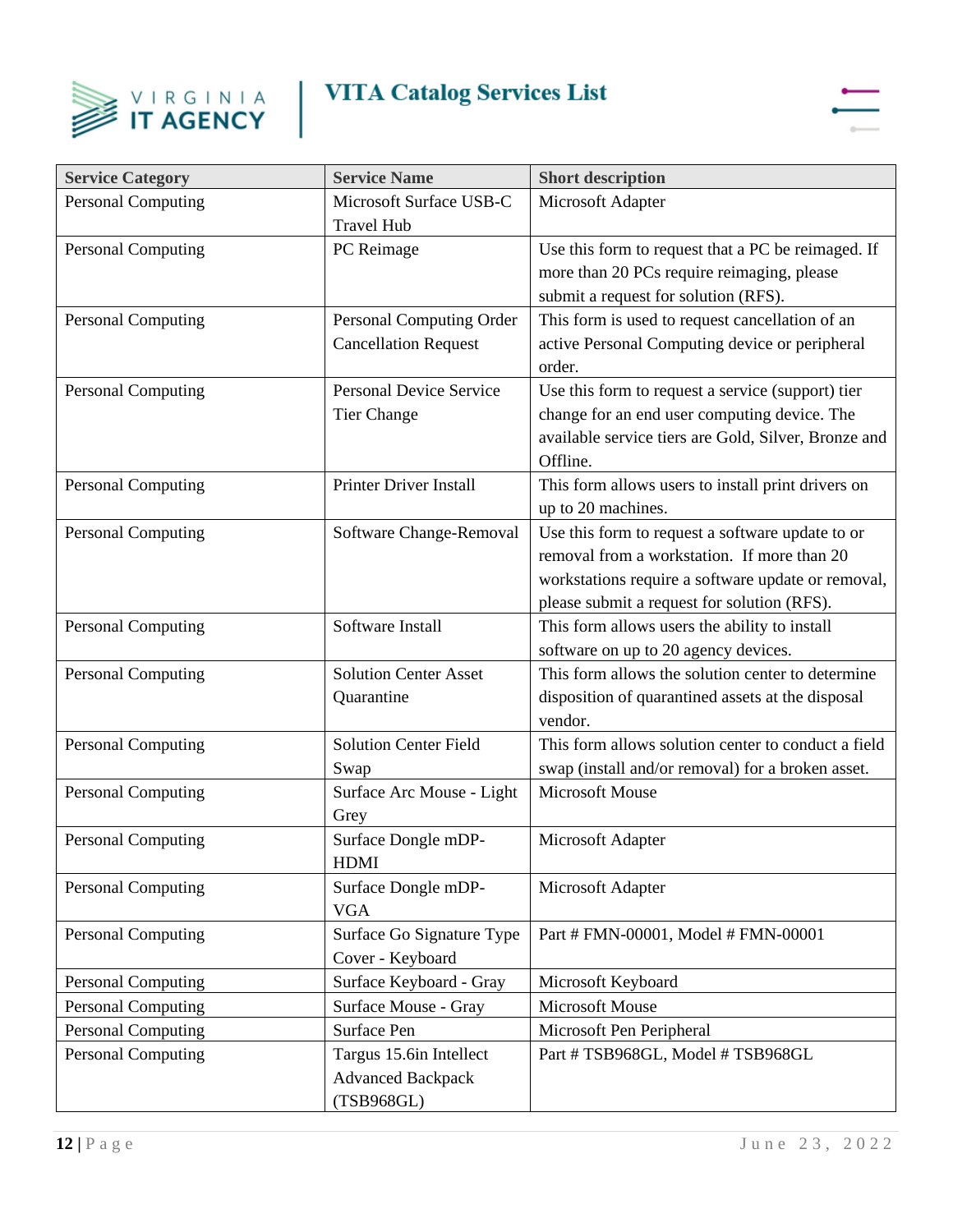| Service Category | Service Name | Short description |
|---|---|---|
| Personal Computing | Microsoft Surface USB-C Travel Hub | Microsoft Adapter |
| Personal Computing | PC Reimage | Use this form to request that a PC be reimaged. If more than 20 PCs require reimaging, please submit a request for solution (RFS). |
| Personal Computing | Personal Computing Order Cancellation Request | This form is used to request cancellation of an active Personal Computing device or peripheral order. |
| Personal Computing | Personal Device Service Tier Change | Use this form to request a service (support) tier change for an end user computing device. The available service tiers are Gold, Silver, Bronze and Offline. |
| Personal Computing | Printer Driver Install | This form allows users to install print drivers on up to 20 machines. |
| Personal Computing | Software Change-Removal | Use this form to request a software update to or removal from a workstation. If more than 20 workstations require a software update or removal, please submit a request for solution (RFS). |
| Personal Computing | Software Install | This form allows users the ability to install software on up to 20 agency devices. |
| Personal Computing | Solution Center Asset Quarantine | This form allows the solution center to determine disposition of quarantined assets at the disposal vendor. |
| Personal Computing | Solution Center Field Swap | This form allows solution center to conduct a field swap (install and/or removal) for a broken asset. |
| Personal Computing | Surface Arc Mouse - Light Grey | Microsoft Mouse |
| Personal Computing | Surface Dongle mDP-HDMI | Microsoft Adapter |
| Personal Computing | Surface Dongle mDP-VGA | Microsoft Adapter |
| Personal Computing | Surface Go Signature Type Cover - Keyboard | Part # FMN-00001, Model # FMN-00001 |
| Personal Computing | Surface Keyboard - Gray | Microsoft Keyboard |
| Personal Computing | Surface Mouse - Gray | Microsoft Mouse |
| Personal Computing | Surface Pen | Microsoft Pen Peripheral |
| Personal Computing | Targus 15.6in Intellect Advanced Backpack (TSB968GL) | Part # TSB968GL, Model # TSB968GL |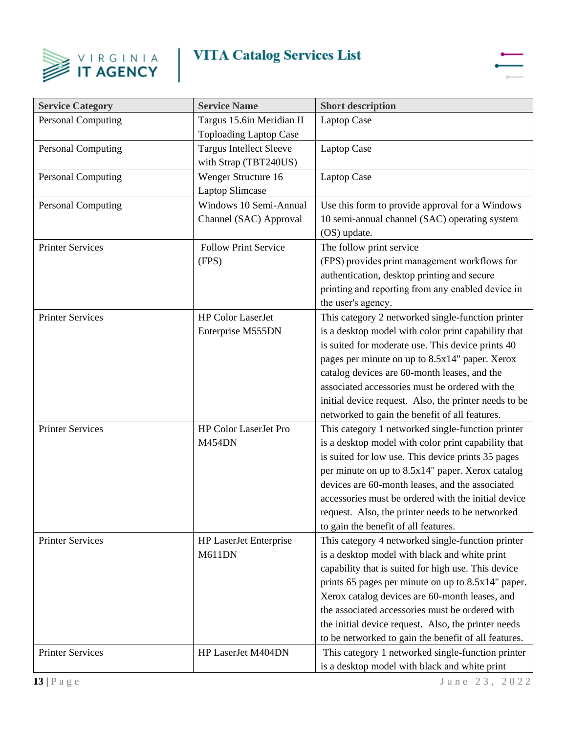| Service Category | Service Name | Short description |
| --- | --- | --- |
| Personal Computing | Targus 15.6in Meridian II Toploading Laptop Case | Laptop Case |
| Personal Computing | Targus Intellect Sleeve with Strap (TBT240US) | Laptop Case |
| Personal Computing | Wenger Structure 16 Laptop Slimcase | Laptop Case |
| Personal Computing | Windows 10 Semi-Annual Channel (SAC) Approval | Use this form to provide approval for a Windows 10 semi-annual channel (SAC) operating system (OS) update. |
| Printer Services | Follow Print Service (FPS) | The follow print service (FPS) provides print management workflows for authentication, desktop printing and secure printing and reporting from any enabled device in the user's agency. |
| Printer Services | HP Color LaserJet Enterprise M555DN | This category 2 networked single-function printer is a desktop model with color print capability that is suited for moderate use. This device prints 40 pages per minute on up to 8.5x14" paper. Xerox catalog devices are 60-month leases, and the associated accessories must be ordered with the initial device request. Also, the printer needs to be networked to gain the benefit of all features. |
| Printer Services | HP Color LaserJet Pro M454DN | This category 1 networked single-function printer is a desktop model with color print capability that is suited for low use. This device prints 35 pages per minute on up to 8.5x14" paper. Xerox catalog devices are 60-month leases, and the associated accessories must be ordered with the initial device request. Also, the printer needs to be networked to gain the benefit of all features. |
| Printer Services | HP LaserJet Enterprise M611DN | This category 4 networked single-function printer is a desktop model with black and white print capability that is suited for high use. This device prints 65 pages per minute on up to 8.5x14" paper. Xerox catalog devices are 60-month leases, and the associated accessories must be ordered with the initial device request. Also, the printer needs to be networked to gain the benefit of all features. |
| Printer Services | HP LaserJet M404DN | This category 1 networked single-function printer is a desktop model with black and white print |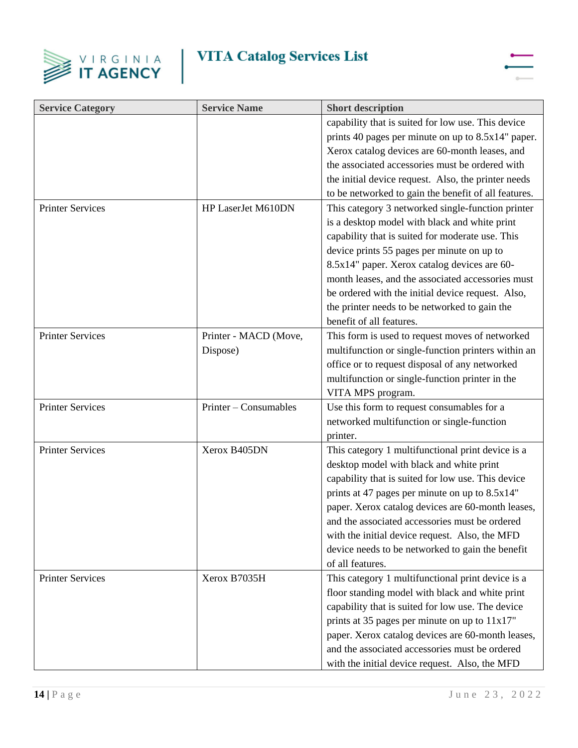| Service Category | Service Name | Short description |
|---|---|---|
| | | capability that is suited for low use. This device prints 40 pages per minute on up to 8.5x14" paper. Xerox catalog devices are 60-month leases, and the associated accessories must be ordered with the initial device request. Also, the printer needs to be networked to gain the benefit of all features. |
| Printer Services | HP LaserJet M610DN | This category 3 networked single-function printer is a desktop model with black and white print capability that is suited for moderate use. This device prints 55 pages per minute on up to 8.5x14" paper. Xerox catalog devices are 60-month leases, and the associated accessories must be ordered with the initial device request. Also, the printer needs to be networked to gain the benefit of all features. |
| Printer Services | Printer - MACD (Move, Dispose) | This form is used to request moves of networked multifunction or single-function printers within an office or to request disposal of any networked multifunction or single-function printer in the VITA MPS program. |
| Printer Services | Printer – Consumables | Use this form to request consumables for a networked multifunction or single-function printer. |
| Printer Services | Xerox B405DN | This category 1 multifunctional print device is a desktop model with black and white print capability that is suited for low use. This device prints at 47 pages per minute on up to 8.5x14" paper. Xerox catalog devices are 60-month leases, and the associated accessories must be ordered with the initial device request. Also, the MFD device needs to be networked to gain the benefit of all features. |
| Printer Services | Xerox B7035H | This category 1 multifunctional print device is a floor standing model with black and white print capability that is suited for low use. The device prints at 35 pages per minute on up to 11x17" paper. Xerox catalog devices are 60-month leases, and the associated accessories must be ordered with the initial device request. Also, the MFD |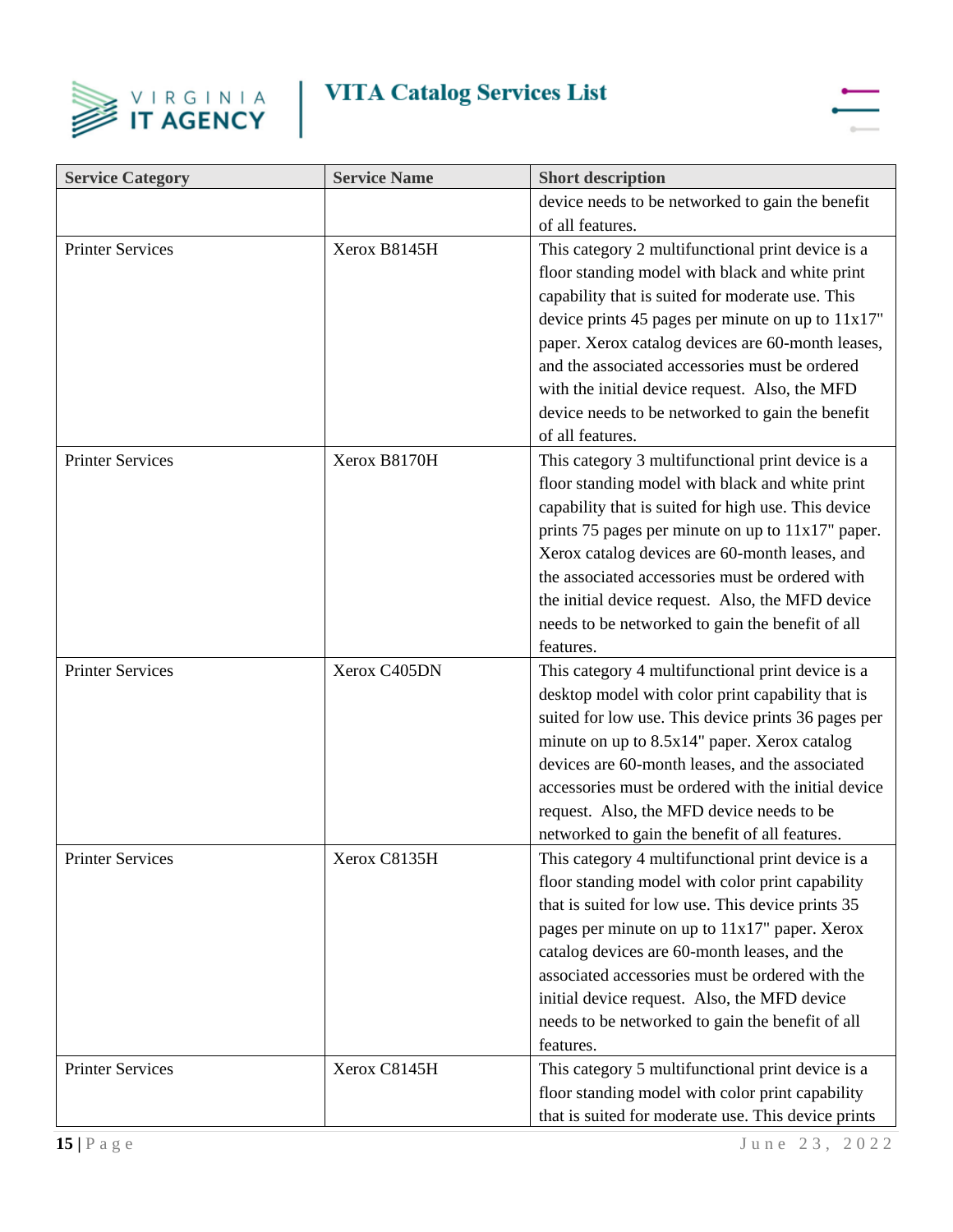| Service Category | Service Name | Short description |
| --- | --- | --- |
| | | device needs to be networked to gain the benefit of all features. |
| Printer Services | Xerox B8145H | This category 2 multifunctional print device is a floor standing model with black and white print capability that is suited for moderate use. This device prints 45 pages per minute on up to 11x17" paper. Xerox catalog devices are 60-month leases, and the associated accessories must be ordered with the initial device request. Also, the MFD device needs to be networked to gain the benefit of all features. |
| Printer Services | Xerox B8170H | This category 3 multifunctional print device is a floor standing model with black and white print capability that is suited for high use. This device prints 75 pages per minute on up to 11x17" paper. Xerox catalog devices are 60-month leases, and the associated accessories must be ordered with the initial device request. Also, the MFD device needs to be networked to gain the benefit of all features. |
| Printer Services | Xerox C405DN | This category 4 multifunctional print device is a desktop model with color print capability that is suited for low use. This device prints 36 pages per minute on up to 8.5x14" paper. Xerox catalog devices are 60-month leases, and the associated accessories must be ordered with the initial device request. Also, the MFD device needs to be networked to gain the benefit of all features. |
| Printer Services | Xerox C8135H | This category 4 multifunctional print device is a floor standing model with color print capability that is suited for low use. This device prints 35 pages per minute on up to 11x17" paper. Xerox catalog devices are 60-month leases, and the associated accessories must be ordered with the initial device request. Also, the MFD device needs to be networked to gain the benefit of all features. |
| Printer Services | Xerox C8145H | This category 5 multifunctional print device is a floor standing model with color print capability that is suited for moderate use. This device prints |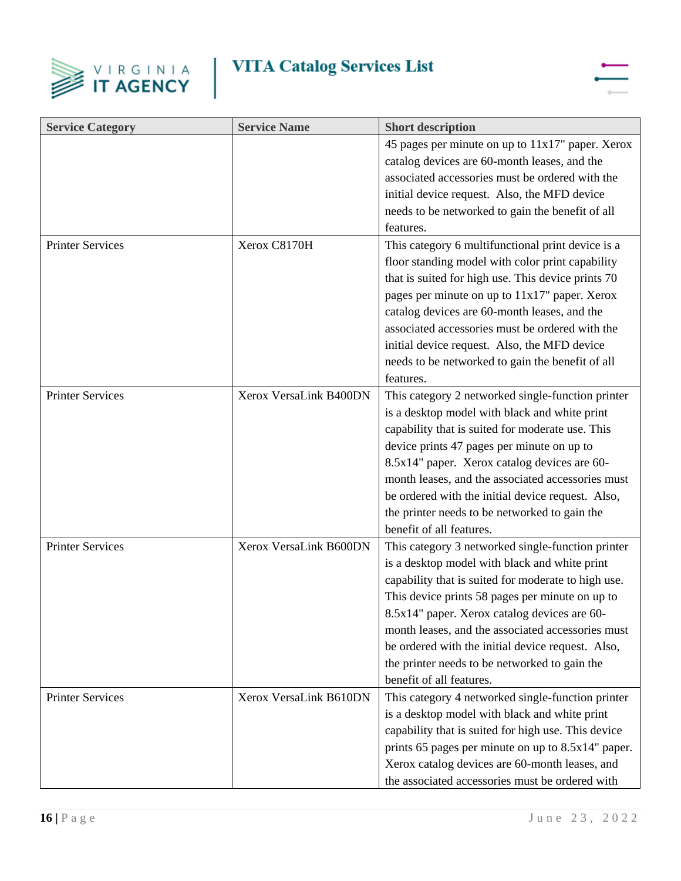| Service Category | Service Name | Short description |
|---|---|---|
| | | 45 pages per minute on up to 11x17" paper. Xerox catalog devices are 60-month leases, and the associated accessories must be ordered with the initial device request. Also, the MFD device needs to be networked to gain the benefit of all features. |
| Printer Services | Xerox C8170H | This category 6 multifunctional print device is a floor standing model with color print capability that is suited for high use. This device prints 70 pages per minute on up to 11x17" paper. Xerox catalog devices are 60-month leases, and the associated accessories must be ordered with the initial device request. Also, the MFD device needs to be networked to gain the benefit of all features. |
| Printer Services | Xerox VersaLink B400DN | This category 2 networked single-function printer is a desktop model with black and white print capability that is suited for moderate use. This device prints 47 pages per minute on up to 8.5x14" paper. Xerox catalog devices are 60-month leases, and the associated accessories must be ordered with the initial device request. Also, the printer needs to be networked to gain the benefit of all features. |
| Printer Services | Xerox VersaLink B600DN | This category 3 networked single-function printer is a desktop model with black and white print capability that is suited for moderate to high use. This device prints 58 pages per minute on up to 8.5x14" paper. Xerox catalog devices are 60-month leases, and the associated accessories must be ordered with the initial device request. Also, the printer needs to be networked to gain the benefit of all features. |
| Printer Services | Xerox VersaLink B610DN | This category 4 networked single-function printer is a desktop model with black and white print capability that is suited for high use. This device prints 65 pages per minute on up to 8.5x14" paper. Xerox catalog devices are 60-month leases, and the associated accessories must be ordered with |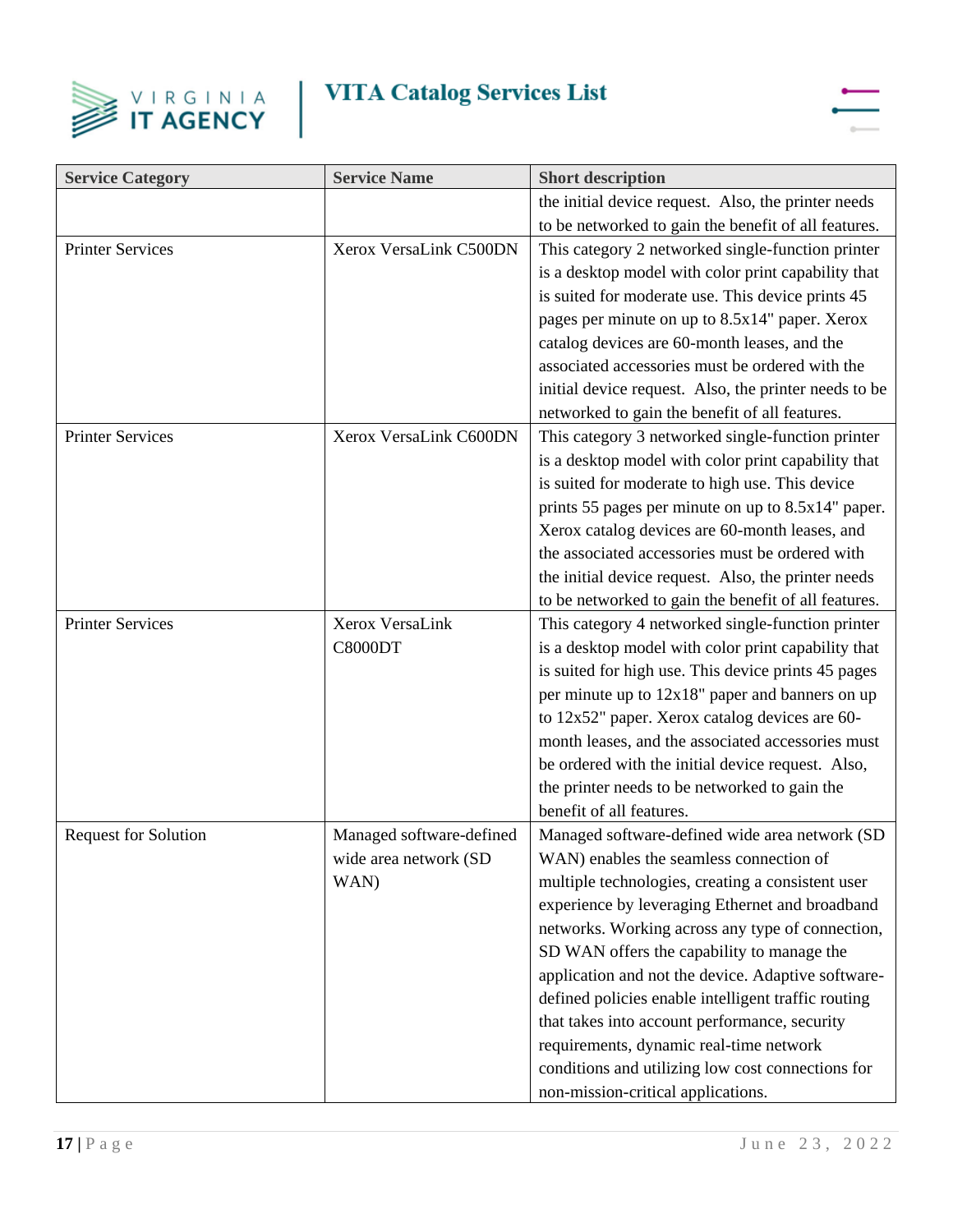| Service Category | Service Name | Short description |
|---|---|---|
| | | the initial device request. Also, the printer needs to be networked to gain the benefit of all features. |
| Printer Services | Xerox VersaLink C500DN | This category 2 networked single-function printer is a desktop model with color print capability that is suited for moderate use. This device prints 45 pages per minute on up to 8.5x14" paper. Xerox catalog devices are 60-month leases, and the associated accessories must be ordered with the initial device request. Also, the printer needs to be networked to gain the benefit of all features. |
| Printer Services | Xerox VersaLink C600DN | This category 3 networked single-function printer is a desktop model with color print capability that is suited for moderate to high use. This device prints 55 pages per minute on up to 8.5x14" paper. Xerox catalog devices are 60-month leases, and the associated accessories must be ordered with the initial device request. Also, the printer needs to be networked to gain the benefit of all features. |
| Printer Services | Xerox VersaLink C8000DT | This category 4 networked single-function printer is a desktop model with color print capability that is suited for high use. This device prints 45 pages per minute up to 12x18" paper and banners on up to 12x52" paper. Xerox catalog devices are 60-month leases, and the associated accessories must be ordered with the initial device request. Also, the printer needs to be networked to gain the benefit of all features. |
| Request for Solution | Managed software-defined wide area network (SD WAN) | Managed software-defined wide area network (SD WAN) enables the seamless connection of multiple technologies, creating a consistent user experience by leveraging Ethernet and broadband networks. Working across any type of connection, SD WAN offers the capability to manage the application and not the device. Adaptive software-defined policies enable intelligent traffic routing that takes into account performance, security requirements, dynamic real-time network conditions and utilizing low cost connections for non-mission-critical applications. |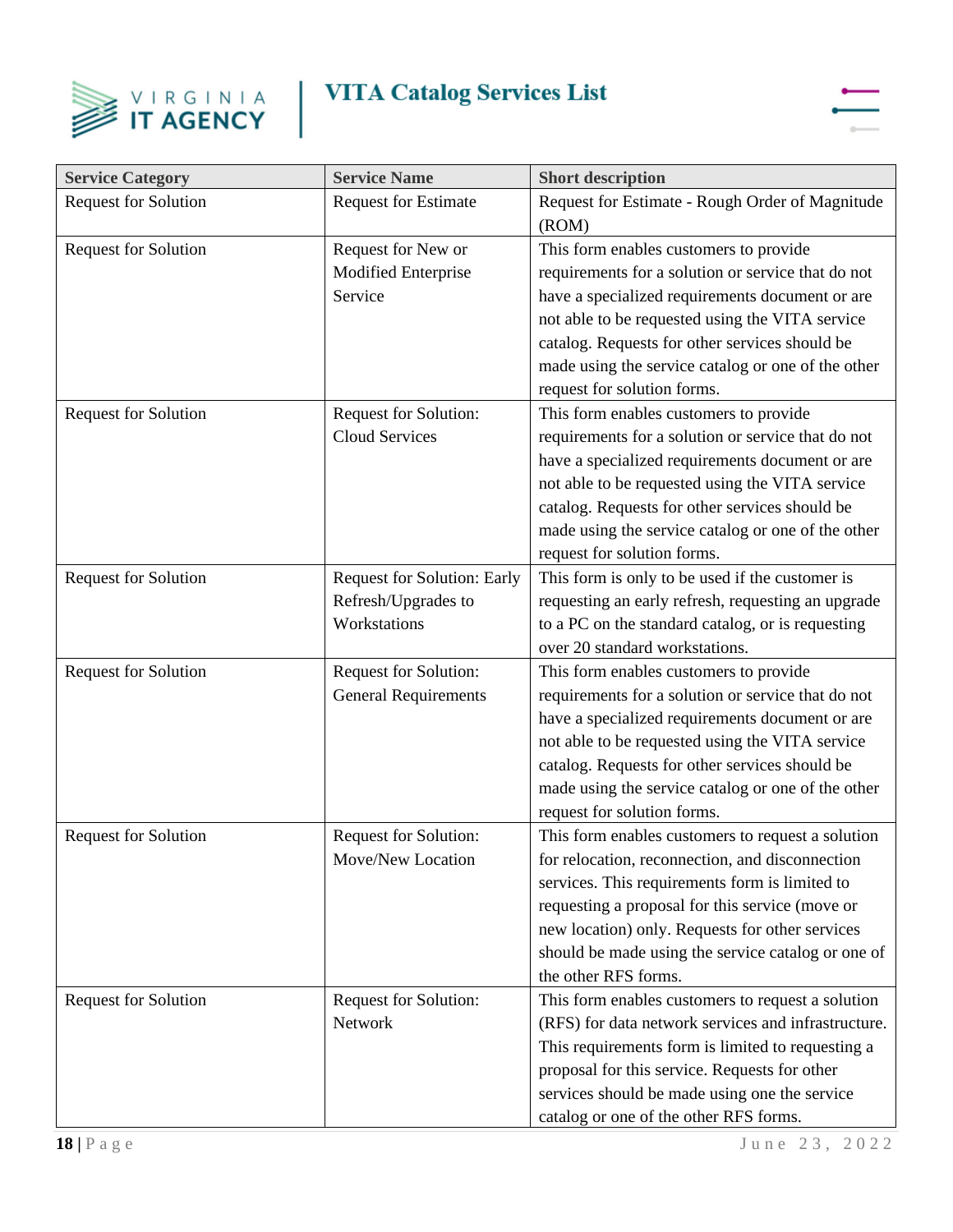| Service Category | Service Name | Short description |
|---|---|---|
| Request for Solution | Request for Estimate | Request for Estimate - Rough Order of Magnitude (ROM) |
| Request for Solution | Request for New or Modified Enterprise Service | This form enables customers to provide requirements for a solution or service that do not have a specialized requirements document or are not able to be requested using the VITA service catalog. Requests for other services should be made using the service catalog or one of the other request for solution forms. |
| Request for Solution | Request for Solution: Cloud Services | This form enables customers to provide requirements for a solution or service that do not have a specialized requirements document or are not able to be requested using the VITA service catalog. Requests for other services should be made using the service catalog or one of the other request for solution forms. |
| Request for Solution | Request for Solution: Early Refresh/Upgrades to Workstations | This form is only to be used if the customer is requesting an early refresh, requesting an upgrade to a PC on the standard catalog, or is requesting over 20 standard workstations. |
| Request for Solution | Request for Solution: General Requirements | This form enables customers to provide requirements for a solution or service that do not have a specialized requirements document or are not able to be requested using the VITA service catalog. Requests for other services should be made using the service catalog or one of the other request for solution forms. |
| Request for Solution | Request for Solution: Move/New Location | This form enables customers to request a solution for relocation, reconnection, and disconnection services. This requirements form is limited to requesting a proposal for this service (move or new location) only. Requests for other services should be made using the service catalog or one of the other RFS forms. |
| Request for Solution | Request for Solution: Network | This form enables customers to request a solution (RFS) for data network services and infrastructure. This requirements form is limited to requesting a proposal for this service. Requests for other services should be made using one the service catalog or one of the other RFS forms. |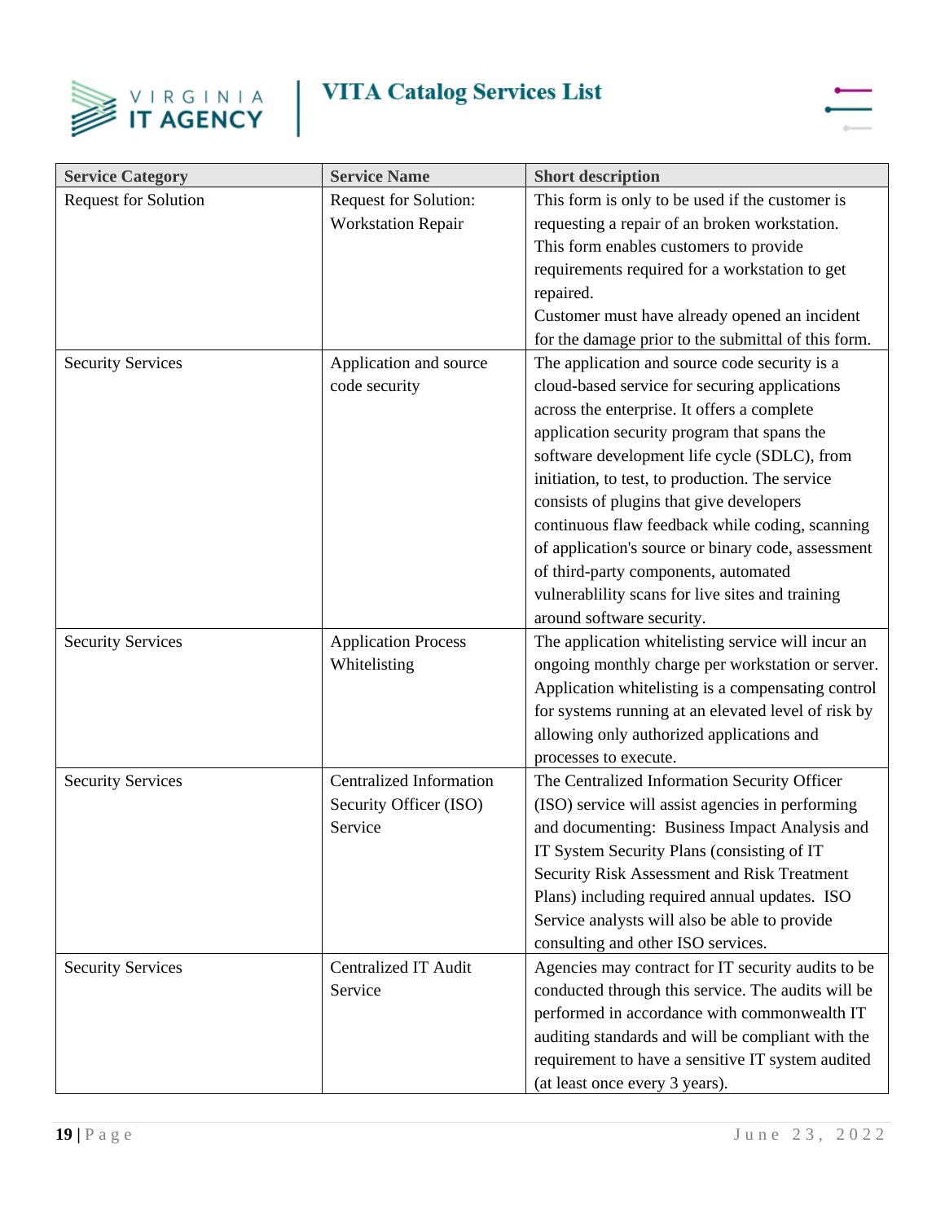| Service Category | Service Name | Short description |
|---|---|---|
| Request for Solution | Request for Solution: Workstation Repair | This form is only to be used if the customer is requesting a repair of an broken workstation. This form enables customers to provide requirements required for a workstation to get repaired. Customer must have already opened an incident for the damage prior to the submittal of this form. |
| Security Services | Application and source code security | The application and source code security is a cloud-based service for securing applications across the enterprise. It offers a complete application security program that spans the software development life cycle (SDLC), from initiation, to test, to production. The service consists of plugins that give developers continuous flaw feedback while coding, scanning of application's source or binary code, assessment of third-party components, automated vulnerablility scans for live sites and training around software security. |
| Security Services | Application Process Whitelisting | The application whitelisting service will incur an ongoing monthly charge per workstation or server. Application whitelisting is a compensating control for systems running at an elevated level of risk by allowing only authorized applications and processes to execute. |
| Security Services | Centralized Information Security Officer (ISO) Service | The Centralized Information Security Officer (ISO) service will assist agencies in performing and documenting: Business Impact Analysis and IT System Security Plans (consisting of IT Security Risk Assessment and Risk Treatment Plans) including required annual updates. ISO Service analysts will also be able to provide consulting and other ISO services. |
| Security Services | Centralized IT Audit Service | Agencies may contract for IT security audits to be conducted through this service. The audits will be performed in accordance with commonwealth IT auditing standards and will be compliant with the requirement to have a sensitive IT system audited (at least once every 3 years). |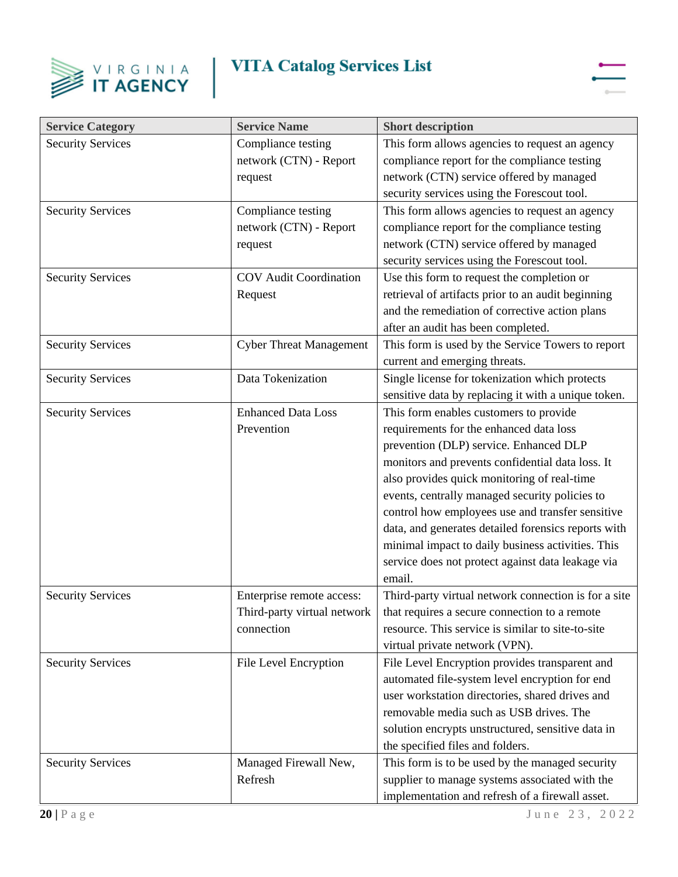| Service Category | Service Name | Short description |
|---|---|---|
| Security Services | Compliance testing network (CTN) - Report request | This form allows agencies to request an agency compliance report for the compliance testing network (CTN) service offered by managed security services using the Forescout tool. |
| Security Services | Compliance testing network (CTN) - Report request | This form allows agencies to request an agency compliance report for the compliance testing network (CTN) service offered by managed security services using the Forescout tool. |
| Security Services | COV Audit Coordination Request | Use this form to request the completion or retrieval of artifacts prior to an audit beginning and the remediation of corrective action plans after an audit has been completed. |
| Security Services | Cyber Threat Management | This form is used by the Service Towers to report current and emerging threats. |
| Security Services | Data Tokenization | Single license for tokenization which protects sensitive data by replacing it with a unique token. |
| Security Services | Enhanced Data Loss Prevention | This form enables customers to provide requirements for the enhanced data loss prevention (DLP) service. Enhanced DLP monitors and prevents confidential data loss. It also provides quick monitoring of real-time events, centrally managed security policies to control how employees use and transfer sensitive data, and generates detailed forensics reports with minimal impact to daily business activities. This service does not protect against data leakage via email. |
| Security Services | Enterprise remote access: Third-party virtual network connection | Third-party virtual network connection is for a site that requires a secure connection to a remote resource. This service is similar to site-to-site virtual private network (VPN). |
| Security Services | File Level Encryption | File Level Encryption provides transparent and automated file-system level encryption for end user workstation directories, shared drives and removable media such as USB drives. The solution encrypts unstructured, sensitive data in the specified files and folders. |
| Security Services | Managed Firewall New, Refresh | This form is to be used by the managed security supplier to manage systems associated with the implementation and refresh of a firewall asset. |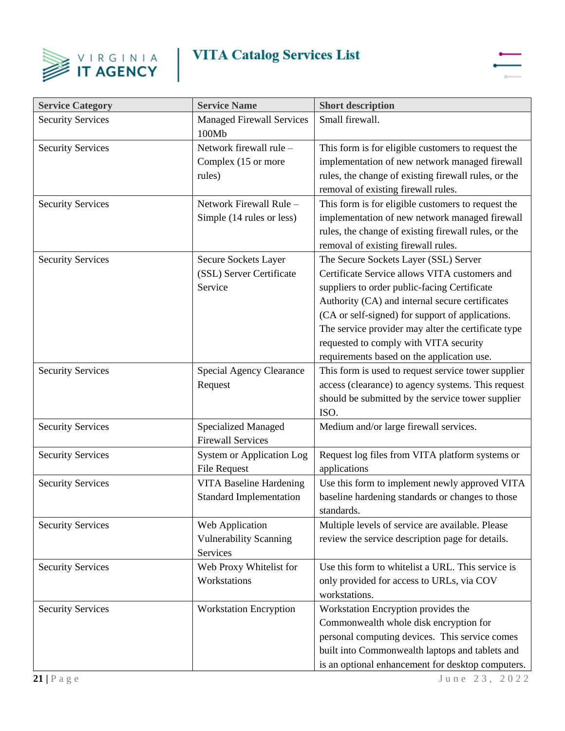| Service Category | Service Name | Short description |
| --- | --- | --- |
| Security Services | Managed Firewall Services 100Mb | Small firewall. |
| Security Services | Network firewall rule – Complex (15 or more rules) | This form is for eligible customers to request the implementation of new network managed firewall rules, the change of existing firewall rules, or the removal of existing firewall rules. |
| Security Services | Network Firewall Rule – Simple (14 rules or less) | This form is for eligible customers to request the implementation of new network managed firewall rules, the change of existing firewall rules, or the removal of existing firewall rules. |
| Security Services | Secure Sockets Layer (SSL) Server Certificate Service | The Secure Sockets Layer (SSL) Server Certificate Service allows VITA customers and suppliers to order public-facing Certificate Authority (CA) and internal secure certificates (CA or self-signed) for support of applications. The service provider may alter the certificate type requested to comply with VITA security requirements based on the application use. |
| Security Services | Special Agency Clearance Request | This form is used to request service tower supplier access (clearance) to agency systems. This request should be submitted by the service tower supplier ISO. |
| Security Services | Specialized Managed Firewall Services | Medium and/or large firewall services. |
| Security Services | System or Application Log File Request | Request log files from VITA platform systems or applications |
| Security Services | VITA Baseline Hardening Standard Implementation | Use this form to implement newly approved VITA baseline hardening standards or changes to those standards. |
| Security Services | Web Application Vulnerability Scanning Services | Multiple levels of service are available. Please review the service description page for details. |
| Security Services | Web Proxy Whitelist for Workstations | Use this form to whitelist a URL. This service is only provided for access to URLs, via COV workstations. |
| Security Services | Workstation Encryption | Workstation Encryption provides the Commonwealth whole disk encryption for personal computing devices. This service comes built into Commonwealth laptops and tablets and is an optional enhancement for desktop computers. |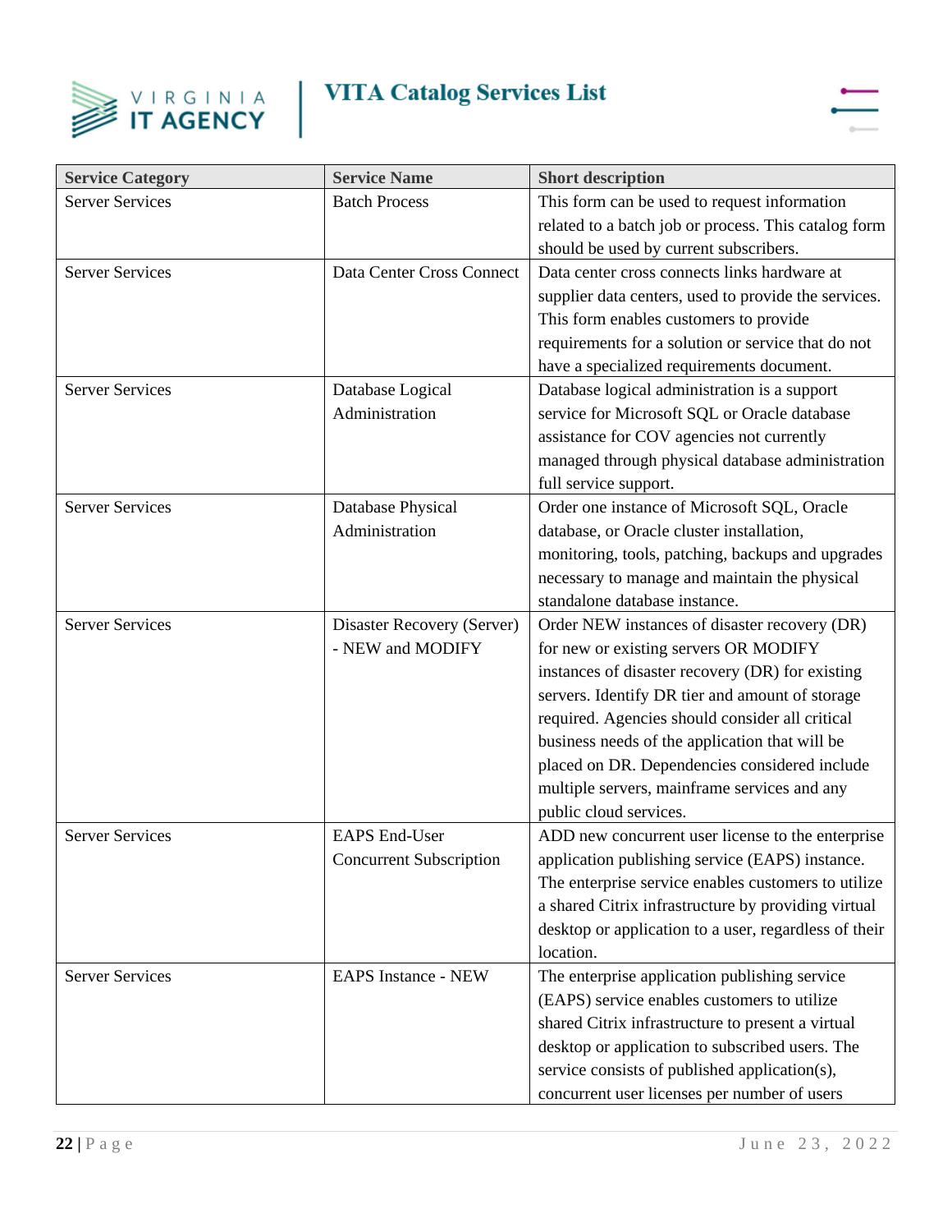| Service Category | Service Name | Short description |
|---|---|---|
| Server Services | Batch Process | This form can be used to request information related to a batch job or process. This catalog form should be used by current subscribers. |
| Server Services | Data Center Cross Connect | Data center cross connects links hardware at supplier data centers, used to provide the services. This form enables customers to provide requirements for a solution or service that do not have a specialized requirements document. |
| Server Services | Database Logical Administration | Database logical administration is a support service for Microsoft SQL or Oracle database assistance for COV agencies not currently managed through physical database administration full service support. |
| Server Services | Database Physical Administration | Order one instance of Microsoft SQL, Oracle database, or Oracle cluster installation, monitoring, tools, patching, backups and upgrades necessary to manage and maintain the physical standalone database instance. |
| Server Services | Disaster Recovery (Server) - NEW and MODIFY | Order NEW instances of disaster recovery (DR) for new or existing servers OR MODIFY instances of disaster recovery (DR) for existing servers. Identify DR tier and amount of storage required. Agencies should consider all critical business needs of the application that will be placed on DR. Dependencies considered include multiple servers, mainframe services and any public cloud services. |
| Server Services | EAPS End-User Concurrent Subscription | ADD new concurrent user license to the enterprise application publishing service (EAPS) instance. The enterprise service enables customers to utilize a shared Citrix infrastructure by providing virtual desktop or application to a user, regardless of their location. |
| Server Services | EAPS Instance - NEW | The enterprise application publishing service (EAPS) service enables customers to utilize shared Citrix infrastructure to present a virtual desktop or application to subscribed users. The service consists of published application(s), concurrent user licenses per number of users |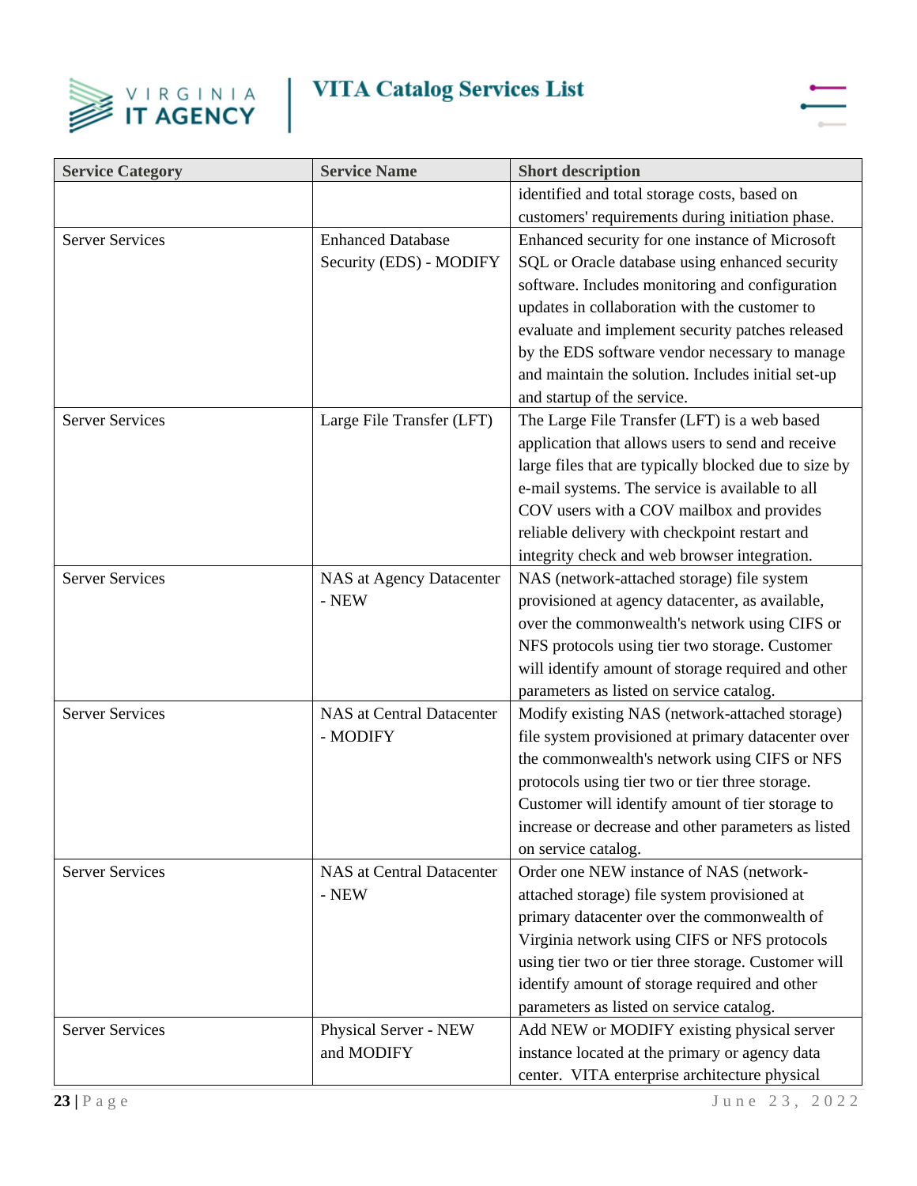| Service Category | Service Name | Short description |
|---|---|---|
| | | identified and total storage costs, based on customers' requirements during initiation phase. |
| Server Services | Enhanced Database Security (EDS) - MODIFY | Enhanced security for one instance of Microsoft SQL or Oracle database using enhanced security software. Includes monitoring and configuration updates in collaboration with the customer to evaluate and implement security patches released by the EDS software vendor necessary to manage and maintain the solution. Includes initial set-up and startup of the service. |
| Server Services | Large File Transfer (LFT) | The Large File Transfer (LFT) is a web based application that allows users to send and receive large files that are typically blocked due to size by e-mail systems. The service is available to all COV users with a COV mailbox and provides reliable delivery with checkpoint restart and integrity check and web browser integration. |
| Server Services | NAS at Agency Datacenter - NEW | NAS (network-attached storage) file system provisioned at agency datacenter, as available, over the commonwealth's network using CIFS or NFS protocols using tier two storage. Customer will identify amount of storage required and other parameters as listed on service catalog. |
| Server Services | NAS at Central Datacenter - MODIFY | Modify existing NAS (network-attached storage) file system provisioned at primary datacenter over the commonwealth's network using CIFS or NFS protocols using tier two or tier three storage. Customer will identify amount of tier storage to increase or decrease and other parameters as listed on service catalog. |
| Server Services | NAS at Central Datacenter - NEW | Order one NEW instance of NAS (network-attached storage) file system provisioned at primary datacenter over the commonwealth of Virginia network using CIFS or NFS protocols using tier two or tier three storage. Customer will identify amount of storage required and other parameters as listed on service catalog. |
| Server Services | Physical Server - NEW and MODIFY | Add NEW or MODIFY existing physical server instance located at the primary or agency data center. VITA enterprise architecture physical |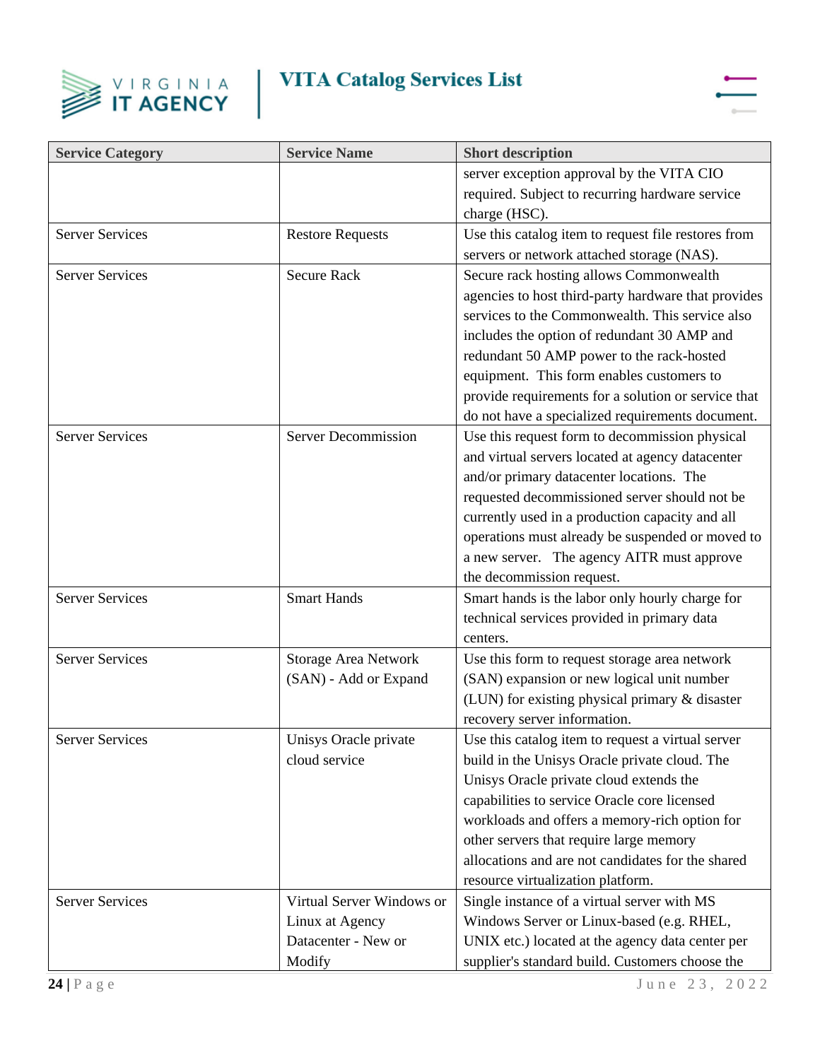| Service Category | Service Name | Short description |
| --- | --- | --- |
| | | server exception approval by the VITA CIO required. Subject to recurring hardware service charge (HSC). |
| Server Services | Restore Requests | Use this catalog item to request file restores from servers or network attached storage (NAS). |
| Server Services | Secure Rack | Secure rack hosting allows Commonwealth agencies to host third-party hardware that provides services to the Commonwealth. This service also includes the option of redundant 30 AMP and redundant 50 AMP power to the rack-hosted equipment. This form enables customers to provide requirements for a solution or service that do not have a specialized requirements document. |
| Server Services | Server Decommission | Use this request form to decommission physical and virtual servers located at agency datacenter and/or primary datacenter locations. The requested decommissioned server should not be currently used in a production capacity and all operations must already be suspended or moved to a new server. The agency AITR must approve the decommission request. |
| Server Services | Smart Hands | Smart hands is the labor only hourly charge for technical services provided in primary data centers. |
| Server Services | Storage Area Network (SAN) - Add or Expand | Use this form to request storage area network (SAN) expansion or new logical unit number (LUN) for existing physical primary & disaster recovery server information. |
| Server Services | Unisys Oracle private cloud service | Use this catalog item to request a virtual server build in the Unisys Oracle private cloud. The Unisys Oracle private cloud extends the capabilities to service Oracle core licensed workloads and offers a memory-rich option for other servers that require large memory allocations and are not candidates for the shared resource virtualization platform. |
| Server Services | Virtual Server Windows or Linux at Agency Datacenter - New or Modify | Single instance of a virtual server with MS Windows Server or Linux-based (e.g. RHEL, UNIX etc.) located at the agency data center per supplier's standard build. Customers choose the |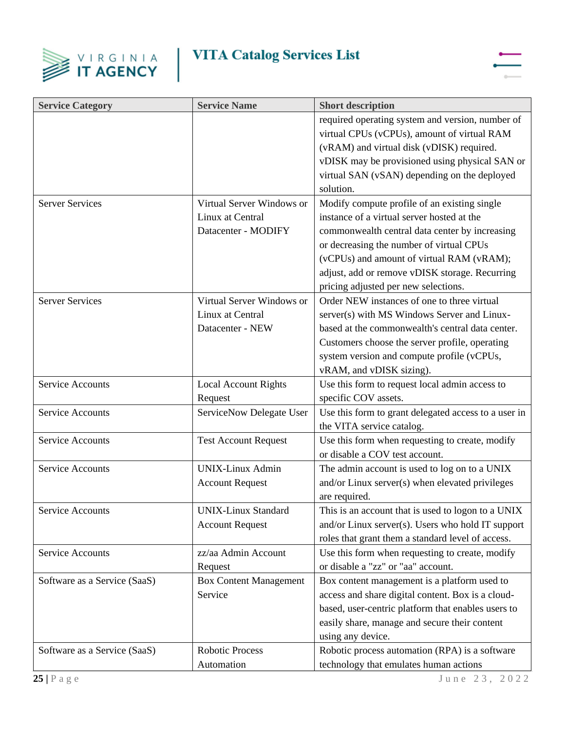| Service Category | Service Name | Short description |
|---|---|---|
| | | required operating system and version, number of virtual CPUs (vCPUs), amount of virtual RAM (vRAM) and virtual disk (vDISK) required. vDISK may be provisioned using physical SAN or virtual SAN (vSAN) depending on the deployed solution. |
| Server Services | Virtual Server Windows or Linux at Central Datacenter - MODIFY | Modify compute profile of an existing single instance of a virtual server hosted at the commonwealth central data center by increasing or decreasing the number of virtual CPUs (vCPUs) and amount of virtual RAM (vRAM); adjust, add or remove vDISK storage. Recurring pricing adjusted per new selections. |
| Server Services | Virtual Server Windows or Linux at Central Datacenter - NEW | Order NEW instances of one to three virtual server(s) with MS Windows Server and Linux-based at the commonwealth's central data center. Customers choose the server profile, operating system version and compute profile (vCPUs, vRAM, and vDISK sizing). |
| Service Accounts | Local Account Rights Request | Use this form to request local admin access to specific COV assets. |
| Service Accounts | ServiceNow Delegate User | Use this form to grant delegated access to a user in the VITA service catalog. |
| Service Accounts | Test Account Request | Use this form when requesting to create, modify or disable a COV test account. |
| Service Accounts | UNIX-Linux Admin Account Request | The admin account is used to log on to a UNIX and/or Linux server(s) when elevated privileges are required. |
| Service Accounts | UNIX-Linux Standard Account Request | This is an account that is used to logon to a UNIX and/or Linux server(s). Users who hold IT support roles that grant them a standard level of access. |
| Service Accounts | zz/aa Admin Account Request | Use this form when requesting to create, modify or disable a "zz" or "aa" account. |
| Software as a Service (SaaS) | Box Content Management Service | Box content management is a platform used to access and share digital content. Box is a cloud-based, user-centric platform that enables users to easily share, manage and secure their content using any device. |
| Software as a Service (SaaS) | Robotic Process Automation | Robotic process automation (RPA) is a software technology that emulates human actions |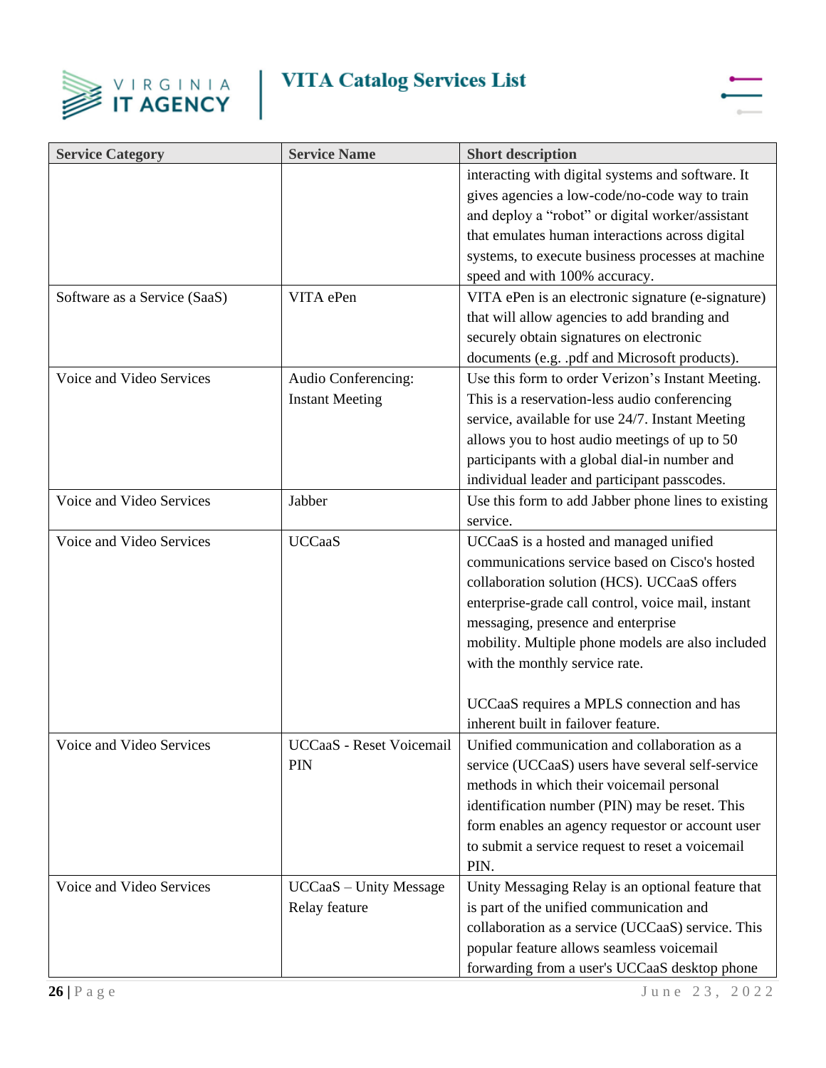| Service Category | Service Name | Short description |
|---|---|---|
| | | interacting with digital systems and software. It gives agencies a low-code/no-code way to train and deploy a "robot" or digital worker/assistant that emulates human interactions across digital systems, to execute business processes at machine speed and with 100% accuracy. |
| Software as a Service (SaaS) | VITA ePen | VITA ePen is an electronic signature (e-signature) that will allow agencies to add branding and securely obtain signatures on electronic documents (e.g. .pdf and Microsoft products). |
| Voice and Video Services | Audio Conferencing: Instant Meeting | Use this form to order Verizon's Instant Meeting. This is a reservation-less audio conferencing service, available for use 24/7. Instant Meeting allows you to host audio meetings of up to 50 participants with a global dial-in number and individual leader and participant passcodes. |
| Voice and Video Services | Jabber | Use this form to add Jabber phone lines to existing service. |
| Voice and Video Services | UCCaaS | UCCaaS is a hosted and managed unified communications service based on Cisco's hosted collaboration solution (HCS). UCCaaS offers enterprise-grade call control, voice mail, instant messaging, presence and enterprise mobility. Multiple phone models are also included with the monthly service rate.<br><br>UCCaaS requires a MPLS connection and has inherent built in failover feature. |
| Voice and Video Services | UCCaaS - Reset Voicemail PIN | Unified communication and collaboration as a service (UCCaaS) users have several self-service methods in which their voicemail personal identification number (PIN) may be reset. This form enables an agency requestor or account user to submit a service request to reset a voicemail PIN. |
| Voice and Video Services | UCCaaS – Unity Message Relay feature | Unity Messaging Relay is an optional feature that is part of the unified communication and collaboration as a service (UCCaaS) service. This popular feature allows seamless voicemail forwarding from a user's UCCaaS desktop phone |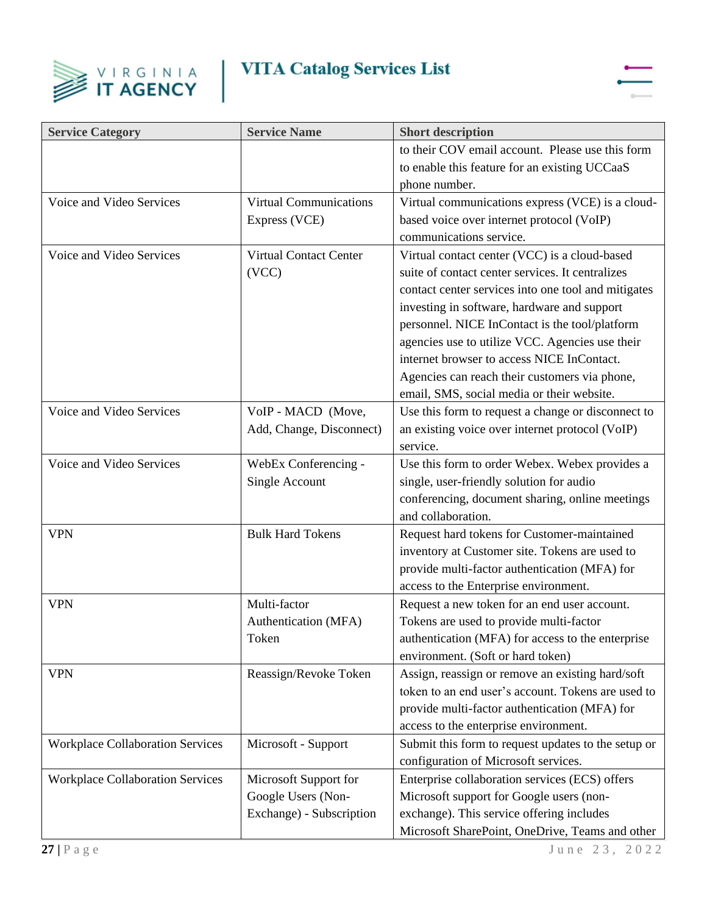| Service Category | Service Name | Short description |
|---|---|---|
| | | to their COV email account. Please use this form to enable this feature for an existing UCCaaS phone number. |
| Voice and Video Services | Virtual Communications Express (VCE) | Virtual communications express (VCE) is a cloud-based voice over internet protocol (VoIP) communications service. |
| Voice and Video Services | Virtual Contact Center (VCC) | Virtual contact center (VCC) is a cloud-based suite of contact center services. It centralizes contact center services into one tool and mitigates investing in software, hardware and support personnel. NICE InContact is the tool/platform agencies use to utilize VCC. Agencies use their internet browser to access NICE InContact. Agencies can reach their customers via phone, email, SMS, social media or their website. |
| Voice and Video Services | VoIP - MACD (Move, Add, Change, Disconnect) | Use this form to request a change or disconnect to an existing voice over internet protocol (VoIP) service. |
| Voice and Video Services | WebEx Conferencing - Single Account | Use this form to order Webex. Webex provides a single, user-friendly solution for audio conferencing, document sharing, online meetings and collaboration. |
| VPN | Bulk Hard Tokens | Request hard tokens for Customer-maintained inventory at Customer site. Tokens are used to provide multi-factor authentication (MFA) for access to the Enterprise environment. |
| VPN | Multi-factor Authentication (MFA) Token | Request a new token for an end user account. Tokens are used to provide multi-factor authentication (MFA) for access to the enterprise environment. (Soft or hard token) |
| VPN | Reassign/Revoke Token | Assign, reassign or remove an existing hard/soft token to an end user's account. Tokens are used to provide multi-factor authentication (MFA) for access to the enterprise environment. |
| Workplace Collaboration Services | Microsoft - Support | Submit this form to request updates to the setup or configuration of Microsoft services. |
| Workplace Collaboration Services | Microsoft Support for Google Users (Non-Exchange) - Subscription | Enterprise collaboration services (ECS) offers Microsoft support for Google users (non-exchange). This service offering includes Microsoft SharePoint, OneDrive, Teams and other |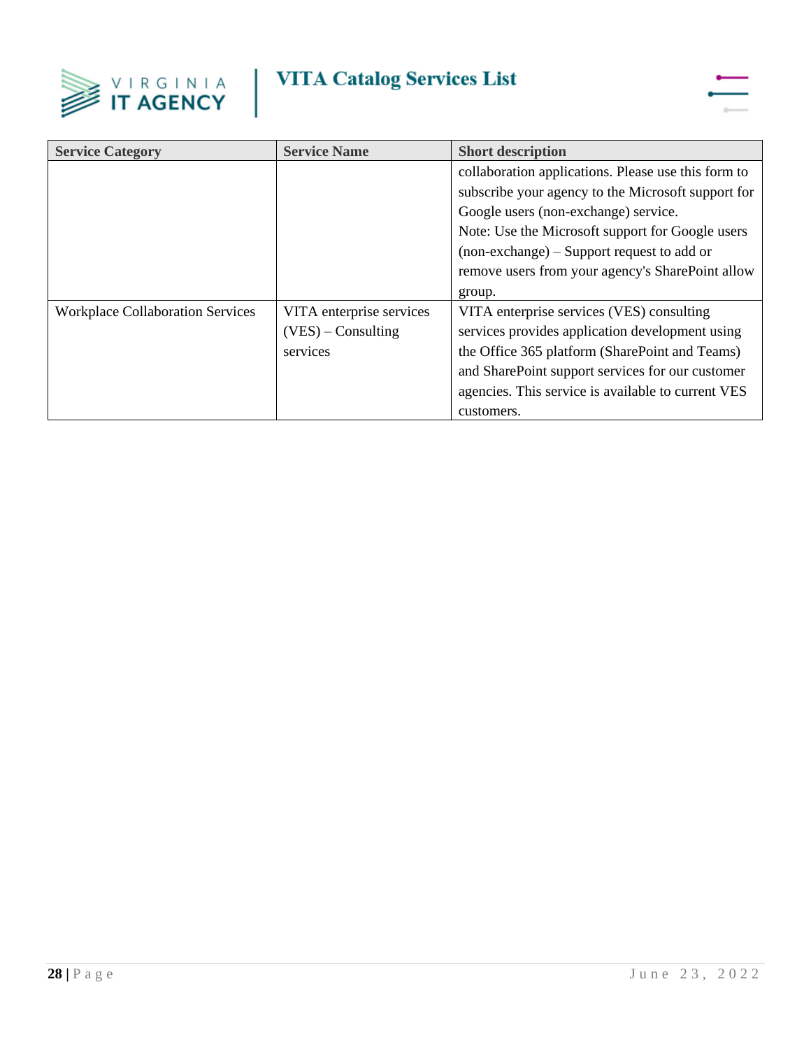| Service Category | Service Name | Short description |
|---|---|---|
| | | collaboration applications. Please use this form to subscribe your agency to the Microsoft support for Google users (non-exchange) service.<br>Note: Use the Microsoft support for Google users (non-exchange) – Support request to add or remove users from your agency's SharePoint allow group. |
| Workplace Collaboration Services | VITA enterprise services (VES) – Consulting services | VITA enterprise services (VES) consulting services provides application development using the Office 365 platform (SharePoint and Teams) and SharePoint support services for our customer agencies. This service is available to current VES customers. |